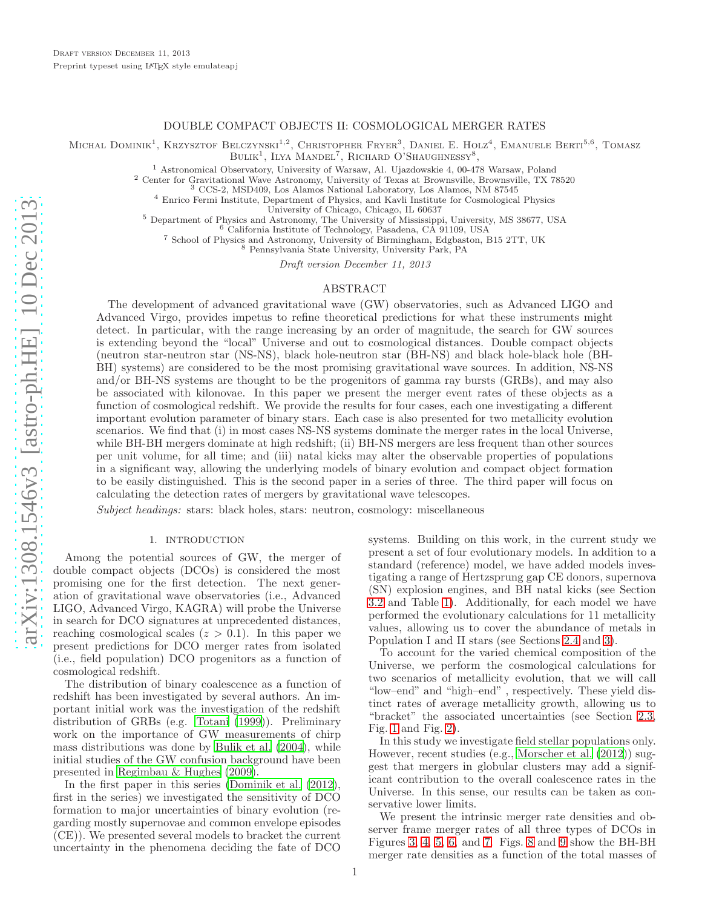Draft version December 11, 2013

Preprint typeset using LaTeX style emulateapj

# DOUBLE COMPACT OBJECTS II: COSMOLOGICAL MERGER RATES

Michal Dominik[1], Krzysztof Belczynski[1,2], Christopher Fryer[3], Daniel E. Holz[4], Emanuele Berti[5,6], Tomasz Bulik[1], Ilya Mandel[7], Richard O'Shaughnessy[8],

[1] Astronomical Observatory, University of Warsaw, Al. Ujazdowskie 4, 00-478 Warsaw, Poland
[2] Center for Gravitational Wave Astronomy, University of Texas at Brownsville, Brownsville, TX 78520
[3] CCS-2, MSD409, Los Alamos National Laboratory, Los Alamos, NM 87545
[4] Enrico Fermi Institute, Department of Physics, and Kavli Institute for Cosmological Physics University of Chicago, Chicago, IL 60637
[5] Department of Physics and Astronomy, The University of Mississippi, University, MS 38677, USA
[6] California Institute of Technology, Pasadena, CA 91109, USA
[7] School of Physics and Astronomy, University of Birmingham, Edgbaston, B15 2TT, UK
[8] Pennsylvania State University, University Park, PA

*Draft version December 11, 2013*

## ABSTRACT

The development of advanced gravitational wave (GW) observatories, such as Advanced LIGO and Advanced Virgo, provides impetus to refine theoretical predictions for what these instruments might detect. In particular, with the range increasing by an order of magnitude, the search for GW sources is extending beyond the "local" Universe and out to cosmological distances. Double compact objects (neutron star-neutron star (NS-NS), black hole-neutron star (BH-NS) and black hole-black hole (BH-BH) systems) are considered to be the most promising gravitational wave sources. In addition, NS-NS and/or BH-NS systems are thought to be the progenitors of gamma ray bursts (GRBs), and may also be associated with kilonovae. In this paper we present the merger event rates of these objects as a function of cosmological redshift. We provide the results for four cases, each one investigating a different important evolution parameter of binary stars. Each case is also presented for two metallicity evolution scenarios. We find that (i) in most cases NS-NS systems dominate the merger rates in the local Universe, while BH-BH mergers dominate at high redshift; (ii) BH-NS mergers are less frequent than other sources per unit volume, for all time; and (iii) natal kicks may alter the observable properties of populations in a significant way, allowing the underlying models of binary evolution and compact object formation to be easily distinguished. This is the second paper in a series of three. The third paper will focus on calculating the detection rates of mergers by gravitational wave telescopes.

*Subject headings:* stars: black holes, stars: neutron, cosmology: miscellaneous

## 1. INTRODUCTION

Among the potential sources of GW, the merger of double compact objects (DCOs) is considered the most promising one for the first detection. The next generation of gravitational wave observatories (i.e., Advanced LIGO, Advanced Virgo, KAGRA) will probe the Universe in search for DCO signatures at unprecedented distances, reaching cosmological scales ($z > 0.1$). In this paper we present predictions for DCO merger rates from isolated (i.e., field population) DCO progenitors as a function of cosmological redshift.

The distribution of binary coalescence as a function of redshift has been investigated by several authors. An important initial work was the investigation of the redshift distribution of GRBs (e.g. Totani (1999)). Preliminary work on the importance of GW measurements of chirp mass distributions was done by Bulik et al. (2004), while initial studies of the GW confusion background have been presented in Regimbau & Hughes (2009).

In the first paper in this series (Dominik et al. (2012), first in the series) we investigated the sensitivity of DCO formation to major uncertainties of binary evolution (regarding mostly supernovae and common envelope episodes (CE)). We presented several models to bracket the current uncertainty in the phenomena deciding the fate of DCO systems. Building on this work, in the current study we present a set of four evolutionary models. In addition to a standard (reference) model, we have added models investigating a range of Hertzsprung gap CE donors, supernova (SN) explosion engines, and BH natal kicks (see Section 3.2 and Table 1). Additionally, for each model we have performed the evolutionary calculations for 11 metallicity values, allowing us to cover the abundance of metals in Population I and II stars (see Sections 2.4 and 3).

To account for the varied chemical composition of the Universe, we perform the cosmological calculations for two scenarios of metallicity evolution, that we will call "low–end" and "high–end" , respectively. These yield distinct rates of average metallicity growth, allowing us to "bracket" the associated uncertainties (see Section 2.3, Fig. 1 and Fig. 2).

In this study we investigate field stellar populations only. However, recent studies (e.g., Morscher et al. (2012)) suggest that mergers in globular clusters may add a significant contribution to the overall coalescence rates in the Universe. In this sense, our results can be taken as conservative lower limits.

We present the intrinsic merger rate densities and observer frame merger rates of all three types of DCOs in Figures 3, 4, 5, 6, and 7. Figs. 8 and 9 show the BH-BH merger rate densities as a function of the total masses of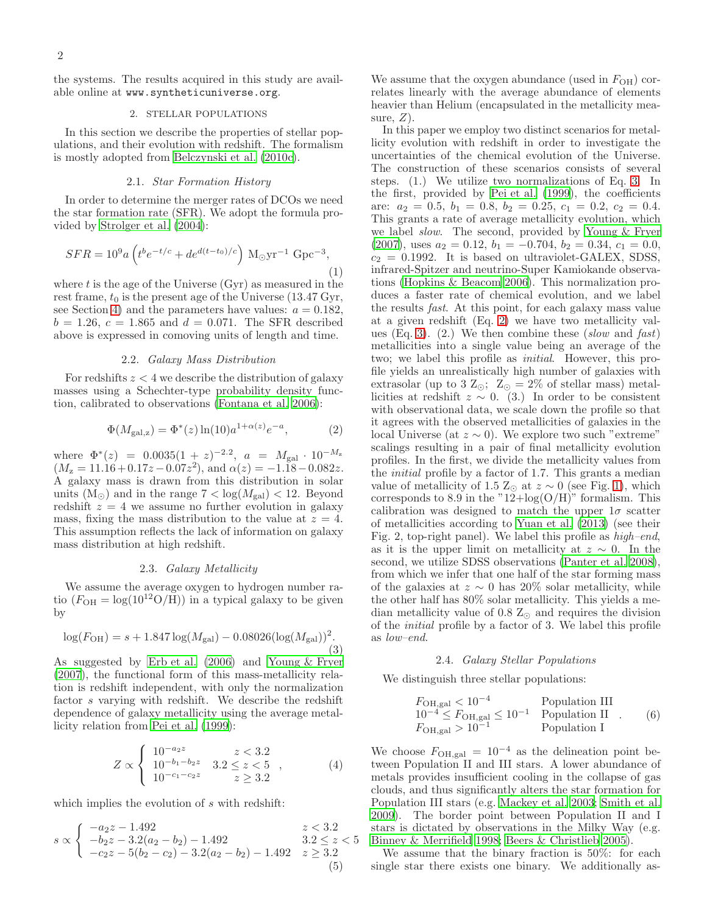the systems. The results acquired in this study are available online at www.syntheticuniverse.org.

## 2. STELLAR POPULATIONS

In this section we describe the properties of stellar populations, and their evolution with redshift. The formalism is mostly adopted from Belczynski et al. (2010c).

### 2.1. *Star Formation History*

In order to determine the merger rates of DCOs we need the star formation rate (SFR). We adopt the formula provided by Strolger et al. (2004):

$$SFR = 10^9 a \left(t^b e^{-t/c} + d e^{d(t-t_0)/c}\right) \ \mathrm{M_\odot yr^{-1}\ Gpc^{-3}}, \quad (1)$$

where $t$ is the age of the Universe (Gyr) as measured in the rest frame, $t_0$ is the present age of the Universe (13.47 Gyr, see Section 4) and the parameters have values: $a = 0.182$, $b = 1.26$, $c = 1.865$ and $d = 0.071$. The SFR described above is expressed in comoving units of length and time.

### 2.2. *Galaxy Mass Distribution*

For redshifts $z < 4$ we describe the distribution of galaxy masses using a Schechter-type probability density function, calibrated to observations (Fontana et al. 2006):

$$\Phi(M_{\mathrm{gal,z}}) = \Phi^*(z)\ln(10) a^{1+\alpha(z)} e^{-a}, \quad (2)$$

where $\Phi^*(z) = 0.0035(1+z)^{-2.2}$, $a = M_{\mathrm{gal}} \cdot 10^{-M_z}$ ($M_z = 11.16 + 0.17z - 0.07z^2$), and $\alpha(z) = -1.18 - 0.082z$. A galaxy mass is drawn from this distribution in solar units ($\mathrm{M_\odot}$) and in the range $7 < \log(M_{\mathrm{gal}}) < 12$. Beyond redshift $z = 4$ we assume no further evolution in galaxy mass, fixing the mass distribution to the value at $z = 4$. This assumption reflects the lack of information on galaxy mass distribution at high redshift.

### 2.3. *Galaxy Metallicity*

We assume the average oxygen to hydrogen number ratio ($F_{\mathrm{OH}} = \log(10^{12}\mathrm{O/H})$) in a typical galaxy to be given by

$$\log(F_{\mathrm{OH}}) = s + 1.847\log(M_{\mathrm{gal}}) - 0.08026(\log(M_{\mathrm{gal}}))^2. \quad (3)$$

As suggested by Erb et al. (2006) and Young & Fryer (2007), the functional form of this mass-metallicity relation is redshift independent, with only the normalization factor $s$ varying with redshift. We describe the redshift dependence of galaxy metallicity using the average metallicity relation from Pei et al. (1999):

$$Z \propto \begin{cases} 10^{-a_2 z} & z < 3.2 \\ 10^{-b_1 - b_2 z} & 3.2 \le z < 5 \\ 10^{-c_1 - c_2 z} & z \ge 3.2 \end{cases}, \quad (4)$$

which implies the evolution of $s$ with redshift:

$$s \propto \begin{cases} -a_2 z - 1.492 & z < 3.2 \\ -b_2 z - 3.2(a_2 - b_2) - 1.492 & 3.2 \le z < 5 \\ -c_2 z - 5(b_2 - c_2) - 3.2(a_2 - b_2) - 1.492 & z \ge 3.2 \end{cases} \quad (5)$$

We assume that the oxygen abundance (used in $F_{\mathrm{OH}}$) correlates linearly with the average abundance of elements heavier than Helium (encapsulated in the metallicity measure, $Z$).

In this paper we employ two distinct scenarios for metallicity evolution with redshift in order to investigate the uncertainties of the chemical evolution of the Universe. The construction of these scenarios consists of several steps. (1.) We utilize two normalizations of Eq. 3. In the first, provided by Pei et al. (1999), the coefficients are: $a_2 = 0.5$, $b_1 = 0.8$, $b_2 = 0.25$, $c_1 = 0.2$, $c_2 = 0.4$. This grants a rate of average metallicity evolution, which we label *slow*. The second, provided by Young & Fryer (2007), uses $a_2 = 0.12$, $b_1 = -0.704$, $b_2 = 0.34$, $c_1 = 0.0$, $c_2 = 0.1992$. It is based on ultraviolet-GALEX, SDSS, infrared-Spitzer and neutrino-Super Kamiokande observations (Hopkins & Beacom 2006). This normalization produces a faster rate of chemical evolution, and we label the results *fast*. At this point, for each galaxy mass value at a given redshift (Eq. 2) we have two metallicity values (Eq. 3). (2.) We then combine these (*slow* and *fast*) metallicities into a single value being an average of the two; we label this profile as *initial*. However, this profile yields an unrealistically high number of galaxies with extrasolar (up to 3 $\mathrm{Z_\odot}$; $\mathrm{Z_\odot} = 2\%$ of stellar mass) metallicities at redshift $z \sim 0$. (3.) In order to be consistent with observational data, we scale down the profile so that it agrees with the observed metallicities of galaxies in the local Universe (at $z \sim 0$). We explore two such "extreme" scalings resulting in a pair of final metallicity evolution profiles. In the first, we divide the metallicity values from the *initial* profile by a factor of 1.7. This grants a median value of metallicity of 1.5 $\mathrm{Z_\odot}$ at $z \sim 0$ (see Fig. 1), which corresponds to 8.9 in the "12+log(O/H)" formalism. This calibration was designed to match the upper $1\sigma$ scatter of metallicities according to Yuan et al. (2013) (see their Fig. 2, top-right panel). We label this profile as *high–end*, as it is the upper limit on metallicity at $z \sim 0$. In the second, we utilize SDSS observations (Panter et al. 2008), from which we infer that one half of the star forming mass of the galaxies at $z \sim 0$ has 20% solar metallicity, while the other half has 80% solar metallicity. This yields a median metallicity value of 0.8 $\mathrm{Z_\odot}$ and requires the division of the *initial* profile by a factor of 3. We label this profile as *low–end*.

### 2.4. *Galaxy Stellar Populations*

We distinguish three stellar populations:

$$\begin{array}{ll} F_{\mathrm{OH,gal}} < 10^{-4} & \text{Population III} \\ 10^{-4} \le F_{\mathrm{OH,gal}} \le 10^{-1} & \text{Population II} \\ F_{\mathrm{OH,gal}} > 10^{-1} & \text{Population I} \end{array}. \quad (6)$$

We choose $F_{\mathrm{OH,gal}} = 10^{-4}$ as the delineation point between Population II and III stars. A lower abundance of metals provides insufficient cooling in the collapse of gas clouds, and thus significantly alters the star formation for Population III stars (e.g. Mackey et al. 2003; Smith et al. 2009). The border point between Population II and I stars is dictated by observations in the Milky Way (e.g. Binney & Merrifield 1998; Beers & Christlieb 2005).

We assume that the binary fraction is 50%: for each single star there exists one binary. We additionally as-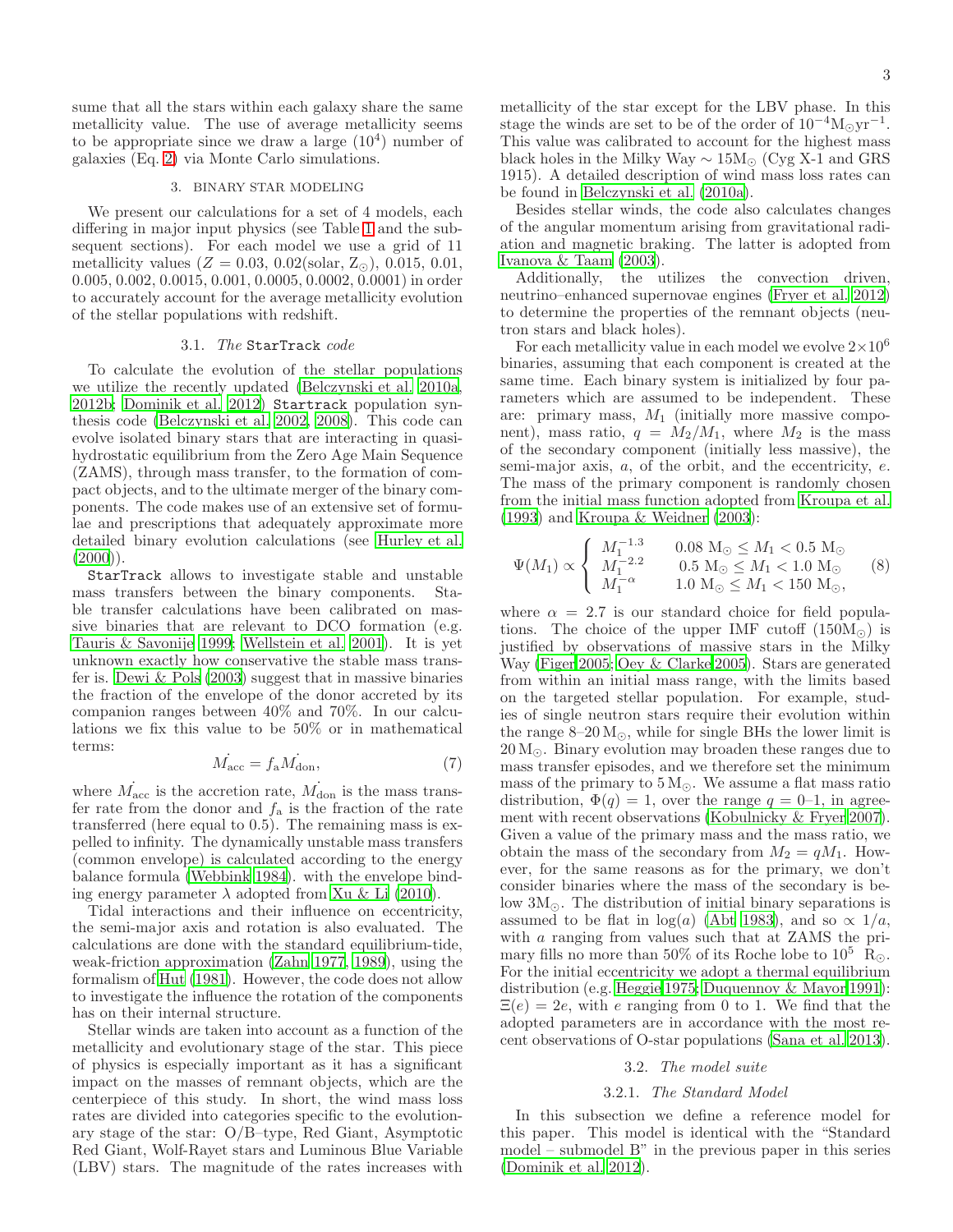sume that all the stars within each galaxy share the same metallicity value. The use of average metallicity seems to be appropriate since we draw a large ($10^4$) number of galaxies (Eq. 2) via Monte Carlo simulations.

## 3. BINARY STAR MODELING

We present our calculations for a set of 4 models, each differing in major input physics (see Table 1 and the subsequent sections). For each model we use a grid of 11 metallicity values ($Z$ = 0.03, 0.02(solar, $Z_\odot$), 0.015, 0.01, 0.005, 0.002, 0.0015, 0.001, 0.0005, 0.0002, 0.0001) in order to accurately account for the average metallicity evolution of the stellar populations with redshift.

### 3.1. *The* `StarTrack` *code*

To calculate the evolution of the stellar populations we utilize the recently updated (Belczynski et al. 2010a, 2012b; Dominik et al. 2012) `Startrack` population synthesis code (Belczynski et al. 2002, 2008). This code can evolve isolated binary stars that are interacting in quasi-hydrostatic equilibrium from the Zero Age Main Sequence (ZAMS), through mass transfer, to the formation of compact objects, and to the ultimate merger of the binary components. The code makes use of an extensive set of formulae and prescriptions that adequately approximate more detailed binary evolution calculations (see Hurley et al. (2000)).

`StarTrack` allows to investigate stable and unstable mass transfers between the binary components. Stable transfer calculations have been calibrated on massive binaries that are relevant to DCO formation (e.g. Tauris & Savonije 1999; Wellstein et al. 2001). It is yet unknown exactly how conservative the stable mass transfer is. Dewi & Pols (2003) suggest that in massive binaries the fraction of the envelope of the donor accreted by its companion ranges between 40% and 70%. In our calculations we fix this value to be 50% or in mathematical terms:

$$\dot{M_{\rm acc}} = f_{\rm a}\dot{M_{\rm don}}, \tag{7}$$

where $\dot{M_{\rm acc}}$ is the accretion rate, $\dot{M_{\rm don}}$ is the mass transfer rate from the donor and $f_{\rm a}$ is the fraction of the rate transferred (here equal to 0.5). The remaining mass is expelled to infinity. The dynamically unstable mass transfers (common envelope) is calculated according to the energy balance formula (Webbink 1984). with the envelope binding energy parameter $\lambda$ adopted from Xu & Li (2010).

Tidal interactions and their influence on eccentricity, the semi-major axis and rotation is also evaluated. The calculations are done with the standard equilibrium-tide, weak-friction approximation (Zahn 1977, 1989), using the formalism of Hut (1981). However, the code does not allow to investigate the influence the rotation of the components has on their internal structure.

Stellar winds are taken into account as a function of the metallicity and evolutionary stage of the star. This piece of physics is especially important as it has a significant impact on the masses of remnant objects, which are the centerpiece of this study. In short, the wind mass loss rates are divided into categories specific to the evolutionary stage of the star: O/B–type, Red Giant, Asymptotic Red Giant, Wolf-Rayet stars and Luminous Blue Variable (LBV) stars. The magnitude of the rates increases with metallicity of the star except for the LBV phase. In this stage the winds are set to be of the order of $10^{-4}{\rm M}_\odot{\rm yr}^{-1}$. This value was calibrated to account for the highest mass black holes in the Milky Way $\sim 15{\rm M}_\odot$ (Cyg X-1 and GRS 1915). A detailed description of wind mass loss rates can be found in Belczynski et al. (2010a).

Besides stellar winds, the code also calculates changes of the angular momentum arising from gravitational radiation and magnetic braking. The latter is adopted from Ivanova & Taam (2003).

Additionally, the utilizes the convection driven, neutrino–enhanced supernovae engines (Fryer et al. 2012) to determine the properties of the remnant objects (neutron stars and black holes).

For each metallicity value in each model we evolve $2{\times}10^6$ binaries, assuming that each component is created at the same time. Each binary system is initialized by four parameters which are assumed to be independent. These are: primary mass, $M_1$ (initially more massive component), mass ratio, $q = M_2/M_1$, where $M_2$ is the mass of the secondary component (initially less massive), the semi-major axis, $a$, of the orbit, and the eccentricity, $e$. The mass of the primary component is randomly chosen from the initial mass function adopted from Kroupa et al. (1993) and Kroupa & Weidner (2003):

$$\Psi(M_1) \propto \begin{cases} M_1^{-1.3} & 0.08\ {\rm M}_\odot \leq M_1 < 0.5\ {\rm M}_\odot \\ M_1^{-2.2} & 0.5\ {\rm M}_\odot \leq M_1 < 1.0\ {\rm M}_\odot \\ M_1^{-\alpha} & 1.0\ {\rm M}_\odot \leq M_1 < 150\ {\rm M}_\odot, \end{cases} \tag{8}$$

where $\alpha = 2.7$ is our standard choice for field populations. The choice of the upper IMF cutoff ($150{\rm M}_\odot$) is justified by observations of massive stars in the Milky Way (Figer 2005; Oey & Clarke 2005). Stars are generated from within an initial mass range, with the limits based on the targeted stellar population. For example, studies of single neutron stars require their evolution within the range 8–20 ${\rm M}_\odot$, while for single BHs the lower limit is 20 ${\rm M}_\odot$. Binary evolution may broaden these ranges due to mass transfer episodes, and we therefore set the minimum mass of the primary to 5 ${\rm M}_\odot$. We assume a flat mass ratio distribution, $\Phi(q) = 1$, over the range $q$ = 0–1, in agreement with recent observations (Kobulnicky & Fryer 2007). Given a value of the primary mass and the mass ratio, we obtain the mass of the secondary from $M_2 = qM_1$. However, for the same reasons as for the primary, we don't consider binaries where the mass of the secondary is below $3{\rm M}_\odot$. The distribution of initial binary separations is assumed to be flat in $\log(a)$ (Abt 1983), and so $\propto 1/a$, with $a$ ranging from values such that at ZAMS the primary fills no more than 50% of its Roche lobe to $10^5$ ${\rm R}_\odot$. For the initial eccentricity we adopt a thermal equilibrium distribution (e.g. Heggie 1975; Duquennoy & Mayor 1991): $\Xi(e) = 2e$, with $e$ ranging from 0 to 1. We find that the adopted parameters are in accordance with the most recent observations of O-star populations (Sana et al. 2013).

### 3.2. *The model suite*

#### 3.2.1. *The Standard Model*

In this subsection we define a reference model for this paper. This model is identical with the "Standard model – submodel B" in the previous paper in this series (Dominik et al. 2012).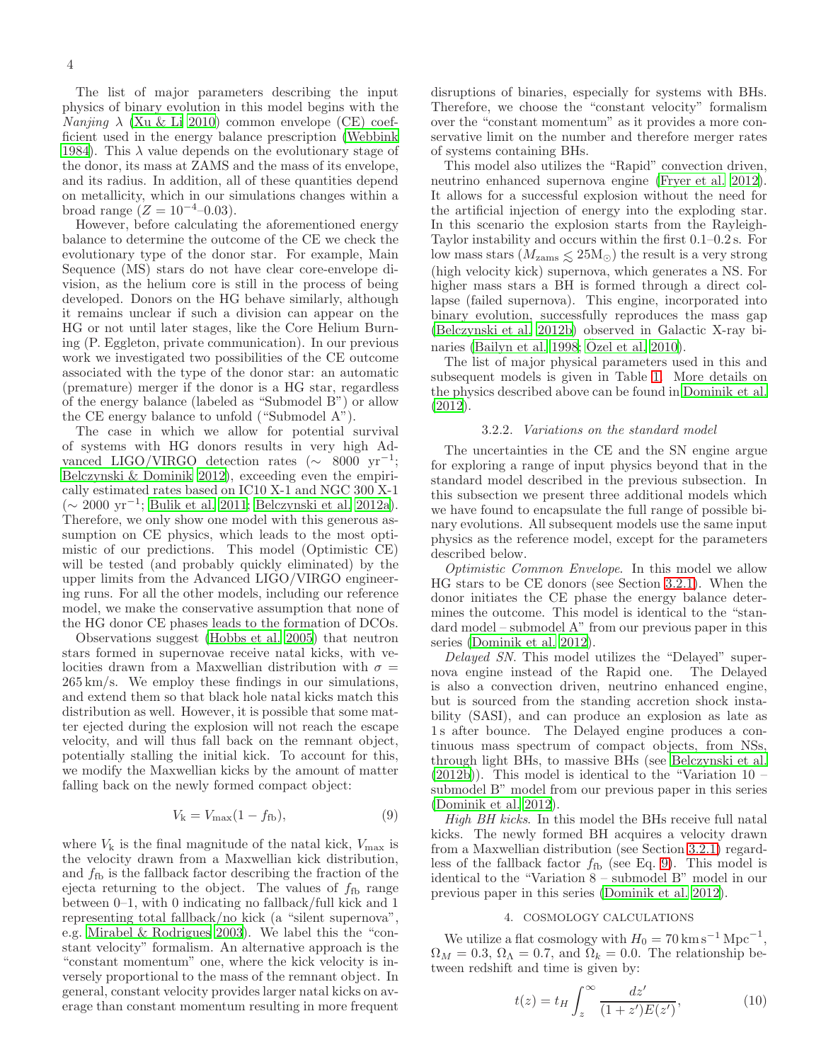The list of major parameters describing the input physics of binary evolution in this model begins with the *Nanjing* $\lambda$ (Xu & Li 2010) common envelope (CE) coefficient used in the energy balance prescription (Webbink 1984). This $\lambda$ value depends on the evolutionary stage of the donor, its mass at ZAMS and the mass of its envelope, and its radius. In addition, all of these quantities depend on metallicity, which in our simulations changes within a broad range ($Z = 10^{-4}$–0.03).

However, before calculating the aforementioned energy balance to determine the outcome of the CE we check the evolutionary type of the donor star. For example, Main Sequence (MS) stars do not have clear core-envelope division, as the helium core is still in the process of being developed. Donors on the HG behave similarly, although it remains unclear if such a division can appear on the HG or not until later stages, like the Core Helium Burning (P. Eggleton, private communication). In our previous work we investigated two possibilities of the CE outcome associated with the type of the donor star: an automatic (premature) merger if the donor is a HG star, regardless of the energy balance (labeled as "Submodel B") or allow the CE energy balance to unfold ("Submodel A").

The case in which we allow for potential survival of systems with HG donors results in very high Advanced LIGO/VIRGO detection rates ($\sim$ 8000 yr$^{-1}$; Belczynski & Dominik 2012), exceeding even the empirically estimated rates based on IC10 X-1 and NGC 300 X-1 ($\sim$ 2000 yr$^{-1}$; Bulik et al. 2011; Belczynski et al. 2012a). Therefore, we only show one model with this generous assumption on CE physics, which leads to the most optimistic of our predictions. This model (Optimistic CE) will be tested (and probably quickly eliminated) by the upper limits from the Advanced LIGO/VIRGO engineering runs. For all the other models, including our reference model, we make the conservative assumption that none of the HG donor CE phases leads to the formation of DCOs.

Observations suggest (Hobbs et al. 2005) that neutron stars formed in supernovae receive natal kicks, with velocities drawn from a Maxwellian distribution with $\sigma =$ 265 km/s. We employ these findings in our simulations, and extend them so that black hole natal kicks match this distribution as well. However, it is possible that some matter ejected during the explosion will not reach the escape velocity, and will thus fall back on the remnant object, potentially stalling the initial kick. To account for this, we modify the Maxwellian kicks by the amount of matter falling back on the newly formed compact object:

$$V_{\rm k} = V_{\rm max}(1 - f_{\rm fb}), \tag{9}$$

where $V_{\rm k}$ is the final magnitude of the natal kick, $V_{\rm max}$ is the velocity drawn from a Maxwellian kick distribution, and $f_{\rm fb}$ is the fallback factor describing the fraction of the ejecta returning to the object. The values of $f_{\rm fb}$ range between 0–1, with 0 indicating no fallback/full kick and 1 representing total fallback/no kick (a "silent supernova", e.g. Mirabel & Rodrigues 2003). We label this the "constant velocity" formalism. An alternative approach is the "constant momentum" one, where the kick velocity is inversely proportional to the mass of the remnant object. In general, constant velocity provides larger natal kicks on average than constant momentum resulting in more frequent disruptions of binaries, especially for systems with BHs. Therefore, we choose the "constant velocity" formalism over the "constant momentum" as it provides a more conservative limit on the number and therefore merger rates of systems containing BHs.

This model also utilizes the "Rapid" convection driven, neutrino enhanced supernova engine (Fryer et al. 2012). It allows for a successful explosion without the need for the artificial injection of energy into the exploding star. In this scenario the explosion starts from the Rayleigh-Taylor instability and occurs within the first 0.1–0.2 s. For low mass stars ($M_{\rm zams} \lesssim 25{\rm M}_\odot$) the result is a very strong (high velocity kick) supernova, which generates a NS. For higher mass stars a BH is formed through a direct collapse (failed supernova). This engine, incorporated into binary evolution, successfully reproduces the mass gap (Belczynski et al. 2012b) observed in Galactic X-ray binaries (Bailyn et al. 1998; Özel et al. 2010).

The list of major physical parameters used in this and subsequent models is given in Table 1. More details on the physics described above can be found in Dominik et al. (2012).

### 3.2.2. *Variations on the standard model*

The uncertainties in the CE and the SN engine argue for exploring a range of input physics beyond that in the standard model described in the previous subsection. In this subsection we present three additional models which we have found to encapsulate the full range of possible binary evolutions. All subsequent models use the same input physics as the reference model, except for the parameters described below.

*Optimistic Common Envelope.* In this model we allow HG stars to be CE donors (see Section 3.2.1). When the donor initiates the CE phase the energy balance determines the outcome. This model is identical to the "standard model – submodel A" from our previous paper in this series (Dominik et al. 2012).

*Delayed SN.* This model utilizes the "Delayed" supernova engine instead of the Rapid one. The Delayed is also a convection driven, neutrino enhanced engine, but is sourced from the standing accretion shock instability (SASI), and can produce an explosion as late as 1 s after bounce. The Delayed engine produces a continuous mass spectrum of compact objects, from NSs, through light BHs, to massive BHs (see Belczynski et al. (2012b)). This model is identical to the "Variation 10 – submodel B" model from our previous paper in this series (Dominik et al. 2012).

*High BH kicks.* In this model the BHs receive full natal kicks. The newly formed BH acquires a velocity drawn from a Maxwellian distribution (see Section 3.2.1) regardless of the fallback factor $f_{\rm fb}$ (see Eq. 9). This model is identical to the "Variation 8 – submodel B" model in our previous paper in this series (Dominik et al. 2012).

## 4. COSMOLOGY CALCULATIONS

We utilize a flat cosmology with $H_0 = 70\,{\rm km\,s^{-1}\,Mpc^{-1}}$, $\Omega_M = 0.3$, $\Omega_\Lambda = 0.7$, and $\Omega_k = 0.0$. The relationship between redshift and time is given by:

$$t(z) = t_H \int_z^\infty \frac{dz'}{(1+z')E(z')}, \tag{10}$$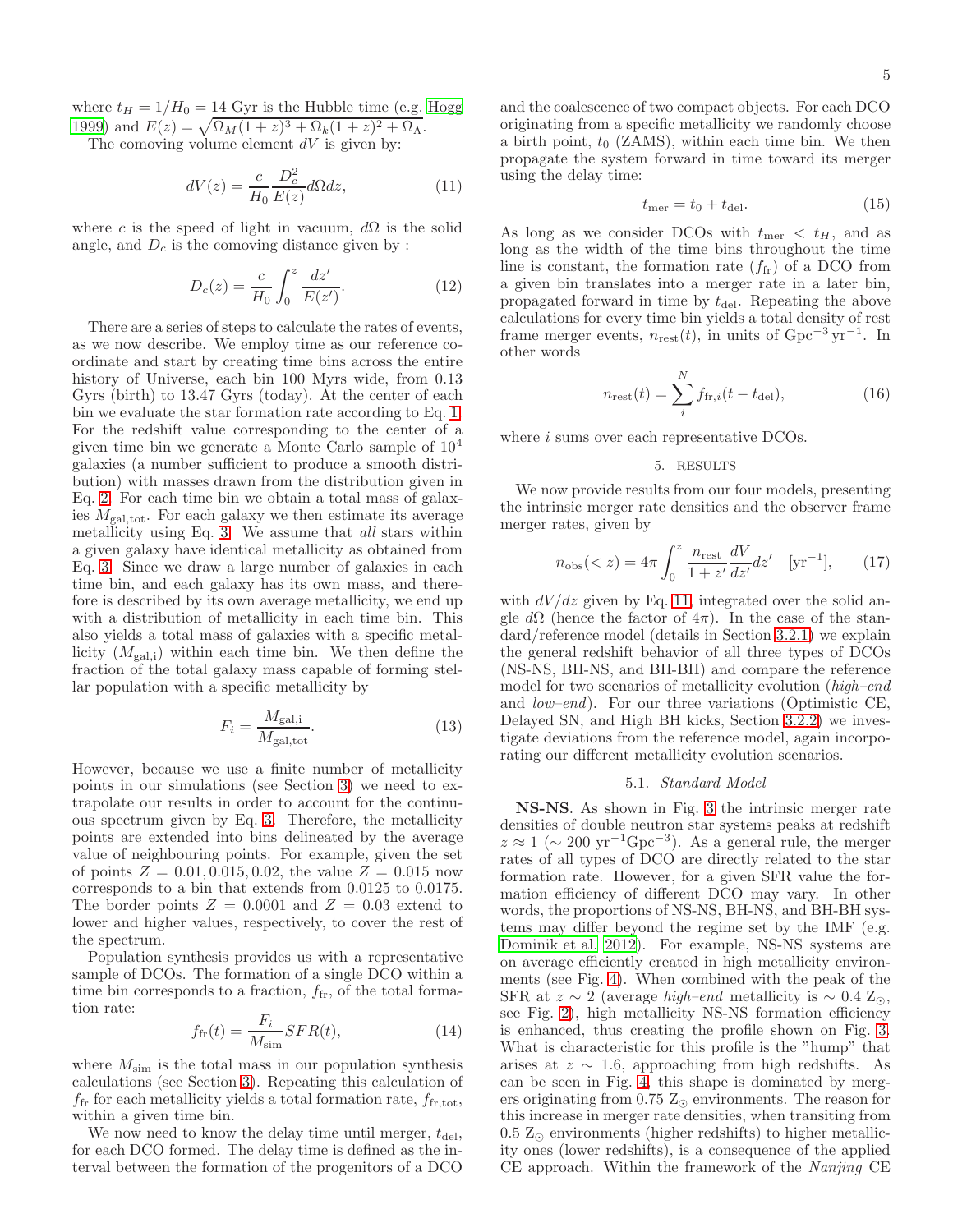where $t_H = 1/H_0 = 14$ Gyr is the Hubble time (e.g. Hogg 1999) and $E(z) = \sqrt{\Omega_M(1+z)^3 + \Omega_k(1+z)^2 + \Omega_\Lambda}$.

The comoving volume element $dV$ is given by:

$$dV(z) = \frac{c}{H_0}\frac{D_c^2}{E(z)}d\Omega dz, \tag{11}$$

where $c$ is the speed of light in vacuum, $d\Omega$ is the solid angle, and $D_c$ is the comoving distance given by :

$$D_c(z) = \frac{c}{H_0}\int_0^z \frac{dz'}{E(z')}. \tag{12}$$

There are a series of steps to calculate the rates of events, as we now describe. We employ time as our reference coordinate and start by creating time bins across the entire history of Universe, each bin 100 Myrs wide, from 0.13 Gyrs (birth) to 13.47 Gyrs (today). At the center of each bin we evaluate the star formation rate according to Eq. 1. For the redshift value corresponding to the center of a given time bin we generate a Monte Carlo sample of $10^4$ galaxies (a number sufficient to produce a smooth distribution) with masses drawn from the distribution given in Eq. 2. For each time bin we obtain a total mass of galaxies $M_{\rm gal,tot}$. For each galaxy we then estimate its average metallicity using Eq. 3. We assume that *all* stars within a given galaxy have identical metallicity as obtained from Eq. 3. Since we draw a large number of galaxies in each time bin, and each galaxy has its own mass, and therefore is described by its own average metallicity, we end up with a distribution of metallicity in each time bin. This also yields a total mass of galaxies with a specific metallicity ($M_{\rm gal,i}$) within each time bin. We then define the fraction of the total galaxy mass capable of forming stellar population with a specific metallicity by

$$F_i = \frac{M_{\rm gal,i}}{M_{\rm gal,tot}}. \tag{13}$$

However, because we use a finite number of metallicity points in our simulations (see Section 3) we need to extrapolate our results in order to account for the continuous spectrum given by Eq. 3. Therefore, the metallicity points are extended into bins delineated by the average value of neighbouring points. For example, given the set of points $Z = 0.01, 0.015, 0.02$, the value $Z = 0.015$ now corresponds to a bin that extends from 0.0125 to 0.0175. The border points $Z = 0.0001$ and $Z = 0.03$ extend to lower and higher values, respectively, to cover the rest of the spectrum.

Population synthesis provides us with a representative sample of DCOs. The formation of a single DCO within a time bin corresponds to a fraction, $f_{\rm fr}$, of the total formation rate:

$$f_{\rm fr}(t) = \frac{F_i}{M_{\rm sim}}SFR(t), \tag{14}$$

where $M_{\rm sim}$ is the total mass in our population synthesis calculations (see Section 3). Repeating this calculation of $f_{\rm fr}$ for each metallicity yields a total formation rate, $f_{\rm fr,tot}$, within a given time bin.

We now need to know the delay time until merger, $t_{\rm del}$, for each DCO formed. The delay time is defined as the interval between the formation of the progenitors of a DCO and the coalescence of two compact objects. For each DCO originating from a specific metallicity we randomly choose a birth point, $t_0$ (ZAMS), within each time bin. We then propagate the system forward in time toward its merger using the delay time:

$$t_{\rm mer} = t_0 + t_{\rm del}. \tag{15}$$

As long as we consider DCOs with $t_{\rm mer} < t_H$, and as long as the width of the time bins throughout the time line is constant, the formation rate ($f_{\rm fr}$) of a DCO from a given bin translates into a merger rate in a later bin, propagated forward in time by $t_{\rm del}$. Repeating the above calculations for every time bin yields a total density of rest frame merger events, $n_{\rm rest}(t)$, in units of ${\rm Gpc^{-3}\,yr^{-1}}$. In other words

$$n_{\rm rest}(t) = \sum_i^N f_{{\rm fr},i}(t - t_{\rm del}), \tag{16}$$

where $i$ sums over each representative DCOs.

## 5. RESULTS

We now provide results from our four models, presenting the intrinsic merger rate densities and the observer frame merger rates, given by

$$n_{\rm obs}(<z) = 4\pi\int_0^z \frac{n_{\rm rest}}{1+z'}\frac{dV}{dz'}dz' \quad [{\rm yr^{-1}}], \tag{17}$$

with $dV/dz$ given by Eq. 11, integrated over the solid angle $d\Omega$ (hence the factor of $4\pi$). In the case of the standard/reference model (details in Section 3.2.1) we explain the general redshift behavior of all three types of DCOs (NS-NS, BH-NS, and BH-BH) and compare the reference model for two scenarios of metallicity evolution (*high–end* and *low–end*). For our three variations (Optimistic CE, Delayed SN, and High BH kicks, Section 3.2.2) we investigate deviations from the reference model, again incorporating our different metallicity evolution scenarios.

### 5.1. *Standard Model*

**NS-NS**. As shown in Fig. 3 the intrinsic merger rate densities of double neutron star systems peaks at redshift $z \approx 1$ ($\sim 200$ ${\rm yr^{-1}Gpc^{-3}}$). As a general rule, the merger rates of all types of DCO are directly related to the star formation rate. However, for a given SFR value the formation efficiency of different DCO may vary. In other words, the proportions of NS-NS, BH-NS, and BH-BH systems may differ beyond the regime set by the IMF (e.g. Dominik et al. 2012). For example, NS-NS systems are on average efficiently created in high metallicity environments (see Fig. 4). When combined with the peak of the SFR at $z \sim 2$ (average *high–end* metallicity is $\sim 0.4$ $Z_\odot$, see Fig. 2), high metallicity NS-NS formation efficiency is enhanced, thus creating the profile shown on Fig. 3. What is characteristic for this profile is the "hump" that arises at $z \sim 1.6$, approaching from high redshifts. As can be seen in Fig. 4, this shape is dominated by mergers originating from 0.75 $Z_\odot$ environments. The reason for this increase in merger rate densities, when transiting from 0.5 $Z_\odot$ environments (higher redshifts) to higher metallicity ones (lower redshifts), is a consequence of the applied CE approach. Within the framework of the *Nanjing* CE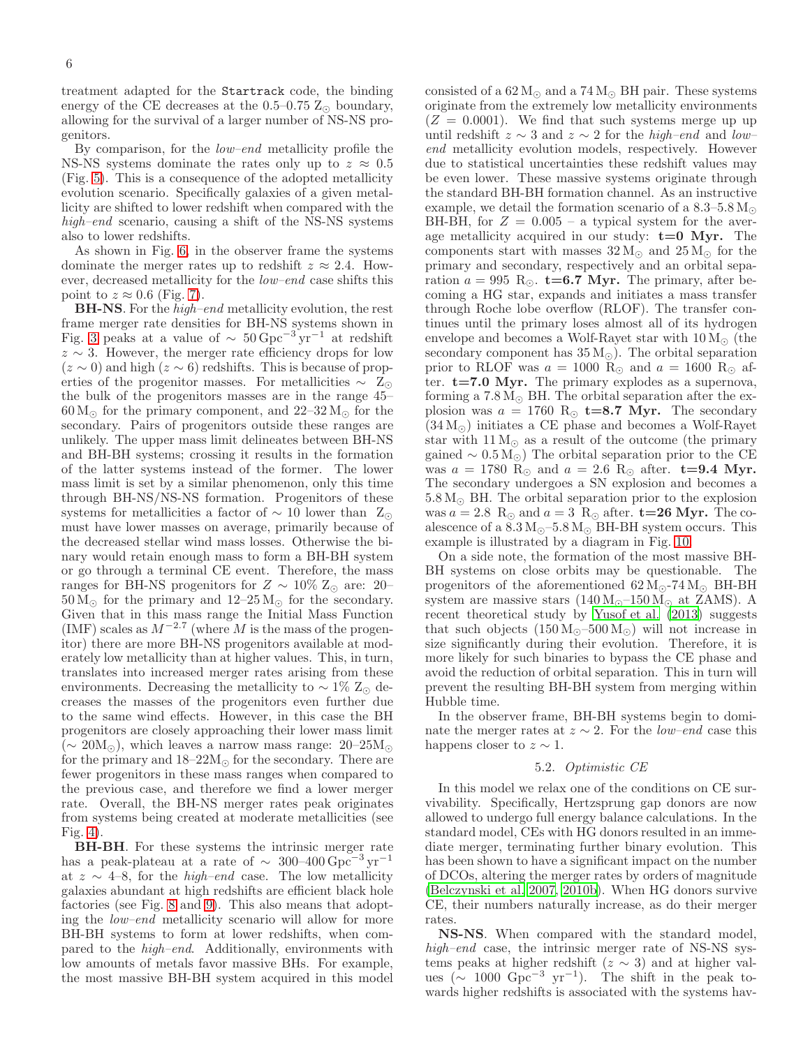treatment adapted for the `Startrack` code, the binding energy of the CE decreases at the 0.5–0.75 $Z_{\odot}$ boundary, allowing for the survival of a larger number of NS-NS progenitors.

By comparison, for the *low–end* metallicity profile the NS-NS systems dominate the rates only up to $z \approx 0.5$ (Fig. 5). This is a consequence of the adopted metallicity evolution scenario. Specifically galaxies of a given metallicity are shifted to lower redshift when compared with the *high–end* scenario, causing a shift of the NS-NS systems also to lower redshifts.

As shown in Fig. 6, in the observer frame the systems dominate the merger rates up to redshift $z \approx 2.4$. However, decreased metallicity for the *low–end* case shifts this point to $z \approx 0.6$ (Fig. 7).

**BH-NS**. For the *high–end* metallicity evolution, the rest frame merger rate densities for BH-NS systems shown in Fig. 3 peaks at a value of $\sim 50\,\mathrm{Gpc}^{-3}\,\mathrm{yr}^{-1}$ at redshift $z \sim 3$. However, the merger rate efficiency drops for low ($z \sim 0$) and high ($z \sim 6$) redshifts. This is because of properties of the progenitor masses. For metallicities $\sim Z_{\odot}$ the bulk of the progenitors masses are in the range 45–60 $M_{\odot}$ for the primary component, and 22–32 $M_{\odot}$ for the secondary. Pairs of progenitors outside these ranges are unlikely. The upper mass limit delineates between BH-NS and BH-BH systems; crossing it results in the formation of the latter systems instead of the former. The lower mass limit is set by a similar phenomenon, only this time through BH-NS/NS-NS formation. Progenitors of these systems for metallicities a factor of $\sim 10$ lower than $Z_{\odot}$ must have lower masses on average, primarily because of the decreased stellar wind mass losses. Otherwise the binary would retain enough mass to form a BH-BH system or go through a terminal CE event. Therefore, the mass ranges for BH-NS progenitors for $Z \sim 10\%\ Z_{\odot}$ are: 20–50 $M_{\odot}$ for the primary and 12–25 $M_{\odot}$ for the secondary. Given that in this mass range the Initial Mass Function (IMF) scales as $M^{-2.7}$ (where $M$ is the mass of the progenitor) there are more BH-NS progenitors available at moderately low metallicity than at higher values. This, in turn, translates into increased merger rates arising from these environments. Decreasing the metallicity to $\sim 1\%\ Z_{\odot}$ decreases the masses of the progenitors even further due to the same wind effects. However, in this case the BH progenitors are closely approaching their lower mass limit ($\sim 20 M_{\odot}$), which leaves a narrow mass range: 20–25 $M_{\odot}$ for the primary and 18–22 $M_{\odot}$ for the secondary. There are fewer progenitors in these mass ranges when compared to the previous case, and therefore we find a lower merger rate. Overall, the BH-NS merger rates peak originates from systems being created at moderate metallicities (see Fig. 4).

**BH-BH**. For these systems the intrinsic merger rate has a peak-plateau at a rate of $\sim 300$–$400\,\mathrm{Gpc}^{-3}\,\mathrm{yr}^{-1}$ at $z \sim 4$–8, for the *high–end* case. The low metallicity galaxies abundant at high redshifts are efficient black hole factories (see Fig. 8 and 9). This also means that adopting the *low–end* metallicity scenario will allow for more BH-BH systems to form at lower redshifts, when compared to the *high–end*. Additionally, environments with low amounts of metals favor massive BHs. For example, the most massive BH-BH system acquired in this model consisted of a 62 $M_{\odot}$ and a 74 $M_{\odot}$ BH pair. These systems originate from the extremely low metallicity environments ($Z = 0.0001$). We find that such systems merge up up until redshift $z \sim 3$ and $z \sim 2$ for the *high–end* and *low–end* metallicity evolution models, respectively. However due to statistical uncertainties these redshift values may be even lower. These massive systems originate through the standard BH-BH formation channel. As an instructive example, we detail the formation scenario of a 8.3–5.8 $M_{\odot}$ BH-BH, for $Z = 0.005$ – a typical system for the average metallicity acquired in our study: **t=0 Myr.** The components start with masses 32 $M_{\odot}$ and 25 $M_{\odot}$ for the primary and secondary, respectively and an orbital separation $a = 995\ R_{\odot}$. **t=6.7 Myr.** The primary, after becoming a HG star, expands and initiates a mass transfer through Roche lobe overflow (RLOF). The transfer continues until the primary loses almost all of its hydrogen envelope and becomes a Wolf-Rayet star with 10 $M_{\odot}$ (the secondary component has 35 $M_{\odot}$). The orbital separation prior to RLOF was $a = 1000\ R_{\odot}$ and $a = 1600\ R_{\odot}$ after. **t=7.0 Myr.** The primary explodes as a supernova, forming a 7.8 $M_{\odot}$ BH. The orbital separation after the explosion was $a = 1760\ R_{\odot}$ **t=8.7 Myr.** The secondary (34 $M_{\odot}$) initiates a CE phase and becomes a Wolf-Rayet star with 11 $M_{\odot}$ as a result of the outcome (the primary gained $\sim 0.5\,M_{\odot}$) The orbital separation prior to the CE was $a = 1780\ R_{\odot}$ and $a = 2.6\ R_{\odot}$ after. **t=9.4 Myr.** The secondary undergoes a SN explosion and becomes a 5.8 $M_{\odot}$ BH. The orbital separation prior to the explosion was $a = 2.8\ R_{\odot}$ and $a = 3\ R_{\odot}$ after. **t=26 Myr.** The coalescence of a 8.3 $M_{\odot}$–5.8 $M_{\odot}$ BH-BH system occurs. This example is illustrated by a diagram in Fig. 10.

On a side note, the formation of the most massive BH-BH systems on close orbits may be questionable. The progenitors of the aforementioned 62 $M_{\odot}$-74 $M_{\odot}$ BH-BH system are massive stars (140 $M_{\odot}$–150 $M_{\odot}$ at ZAMS). A recent theoretical study by Yusof et al. (2013) suggests that such objects (150 $M_{\odot}$–500 $M_{\odot}$) will not increase in size significantly during their evolution. Therefore, it is more likely for such binaries to bypass the CE phase and avoid the reduction of orbital separation. This in turn will prevent the resulting BH-BH system from merging within Hubble time.

In the observer frame, BH-BH systems begin to dominate the merger rates at $z \sim 2$. For the *low–end* case this happens closer to $z \sim 1$.

### 5.2. *Optimistic CE*

In this model we relax one of the conditions on CE survivability. Specifically, Hertzsprung gap donors are now allowed to undergo full energy balance calculations. In the standard model, CEs with HG donors resulted in an immediate merger, terminating further binary evolution. This has been shown to have a significant impact on the number of DCOs, altering the merger rates by orders of magnitude (Belczynski et al. 2007, 2010b). When HG donors survive CE, their numbers naturally increase, as do their merger rates.

**NS-NS**. When compared with the standard model, *high–end* case, the intrinsic merger rate of NS-NS systems peaks at higher redshift ($z \sim 3$) and at higher values ($\sim 1000\ \mathrm{Gpc}^{-3}\ \mathrm{yr}^{-1}$). The shift in the peak towards higher redshifts is associated with the systems hav-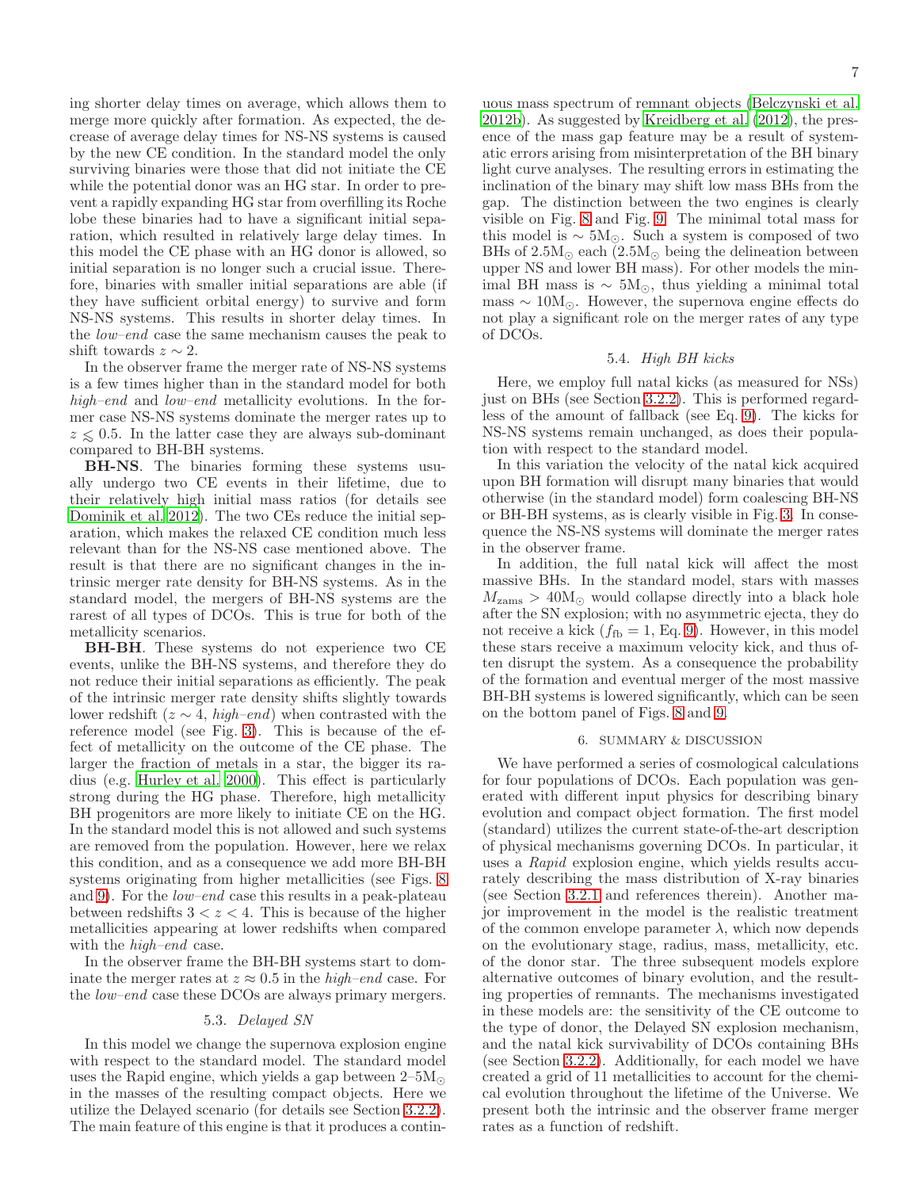ing shorter delay times on average, which allows them to merge more quickly after formation. As expected, the decrease of average delay times for NS-NS systems is caused by the new CE condition. In the standard model the only surviving binaries were those that did not initiate the CE while the potential donor was an HG star. In order to prevent a rapidly expanding HG star from overfilling its Roche lobe these binaries had to have a significant initial separation, which resulted in relatively large delay times. In this model the CE phase with an HG donor is allowed, so initial separation is no longer such a crucial issue. Therefore, binaries with smaller initial separations are able (if they have sufficient orbital energy) to survive and form NS-NS systems. This results in shorter delay times. In the *low–end* case the same mechanism causes the peak to shift towards $z \sim 2$.

In the observer frame the merger rate of NS-NS systems is a few times higher than in the standard model for both *high–end* and *low–end* metallicity evolutions. In the former case NS-NS systems dominate the merger rates up to $z \lesssim 0.5$. In the latter case they are always sub-dominant compared to BH-BH systems.

**BH-NS**. The binaries forming these systems usually undergo two CE events in their lifetime, due to their relatively high initial mass ratios (for details see Dominik et al. 2012). The two CEs reduce the initial separation, which makes the relaxed CE condition much less relevant than for the NS-NS case mentioned above. The result is that there are no significant changes in the intrinsic merger rate density for BH-NS systems. As in the standard model, the mergers of BH-NS systems are the rarest of all types of DCOs. This is true for both of the metallicity scenarios.

**BH-BH**. These systems do not experience two CE events, unlike the BH-NS systems, and therefore they do not reduce their initial separations as efficiently. The peak of the intrinsic merger rate density shifts slightly towards lower redshift ($z \sim 4$, *high–end*) when contrasted with the reference model (see Fig. 3). This is because of the effect of metallicity on the outcome of the CE phase. The larger the fraction of metals in a star, the bigger its radius (e.g. Hurley et al. 2000). This effect is particularly strong during the HG phase. Therefore, high metallicity BH progenitors are more likely to initiate CE on the HG. In the standard model this is not allowed and such systems are removed from the population. However, here we relax this condition, and as a consequence we add more BH-BH systems originating from higher metallicities (see Figs. 8 and 9). For the *low–end* case this results in a peak-plateau between redshifts $3 < z < 4$. This is because of the higher metallicities appearing at lower redshifts when compared with the *high–end* case.

In the observer frame the BH-BH systems start to dominate the merger rates at $z \approx 0.5$ in the *high–end* case. For the *low–end* case these DCOs are always primary mergers.

### 5.3. *Delayed SN*

In this model we change the supernova explosion engine with respect to the standard model. The standard model uses the Rapid engine, which yields a gap between 2–5$M_\odot$ in the masses of the resulting compact objects. Here we utilize the Delayed scenario (for details see Section 3.2.2). The main feature of this engine is that it produces a continuous mass spectrum of remnant objects (Belczynski et al. 2012b). As suggested by Kreidberg et al. (2012), the presence of the mass gap feature may be a result of systematic errors arising from misinterpretation of the BH binary light curve analyses. The resulting errors in estimating the inclination of the binary may shift low mass BHs from the gap. The distinction between the two engines is clearly visible on Fig. 8 and Fig. 9. The minimal total mass for this model is $\sim 5$M$_\odot$. Such a system is composed of two BHs of 2.5M$_\odot$ each (2.5M$_\odot$ being the delineation between upper NS and lower BH mass). For other models the minimal BH mass is $\sim 5$M$_\odot$, thus yielding a minimal total mass $\sim 10$M$_\odot$. However, the supernova engine effects do not play a significant role on the merger rates of any type of DCOs.

### 5.4. *High BH kicks*

Here, we employ full natal kicks (as measured for NSs) just on BHs (see Section 3.2.2). This is performed regardless of the amount of fallback (see Eq. 9). The kicks for NS-NS systems remain unchanged, as does their population with respect to the standard model.

In this variation the velocity of the natal kick acquired upon BH formation will disrupt many binaries that would otherwise (in the standard model) form coalescing BH-NS or BH-BH systems, as is clearly visible in Fig. 3. In consequence the NS-NS systems will dominate the merger rates in the observer frame.

In addition, the full natal kick will affect the most massive BHs. In the standard model, stars with masses $M_{\rm zams} > 40$M$_\odot$ would collapse directly into a black hole after the SN explosion; with no asymmetric ejecta, they do not receive a kick ($f_{\rm fb} = 1$, Eq. 9). However, in this model these stars receive a maximum velocity kick, and thus often disrupt the system. As a consequence the probability of the formation and eventual merger of the most massive BH-BH systems is lowered significantly, which can be seen on the bottom panel of Figs. 8 and 9.

## 6. SUMMARY & DISCUSSION

We have performed a series of cosmological calculations for four populations of DCOs. Each population was generated with different input physics for describing binary evolution and compact object formation. The first model (standard) utilizes the current state-of-the-art description of physical mechanisms governing DCOs. In particular, it uses a *Rapid* explosion engine, which yields results accurately describing the mass distribution of X-ray binaries (see Section 3.2.1 and references therein). Another major improvement in the model is the realistic treatment of the common envelope parameter $\lambda$, which now depends on the evolutionary stage, radius, mass, metallicity, etc. of the donor star. The three subsequent models explore alternative outcomes of binary evolution, and the resulting properties of remnants. The mechanisms investigated in these models are: the sensitivity of the CE outcome to the type of donor, the Delayed SN explosion mechanism, and the natal kick survivability of DCOs containing BHs (see Section 3.2.2). Additionally, for each model we have created a grid of 11 metallicities to account for the chemical evolution throughout the lifetime of the Universe. We present both the intrinsic and the observer frame merger rates as a function of redshift.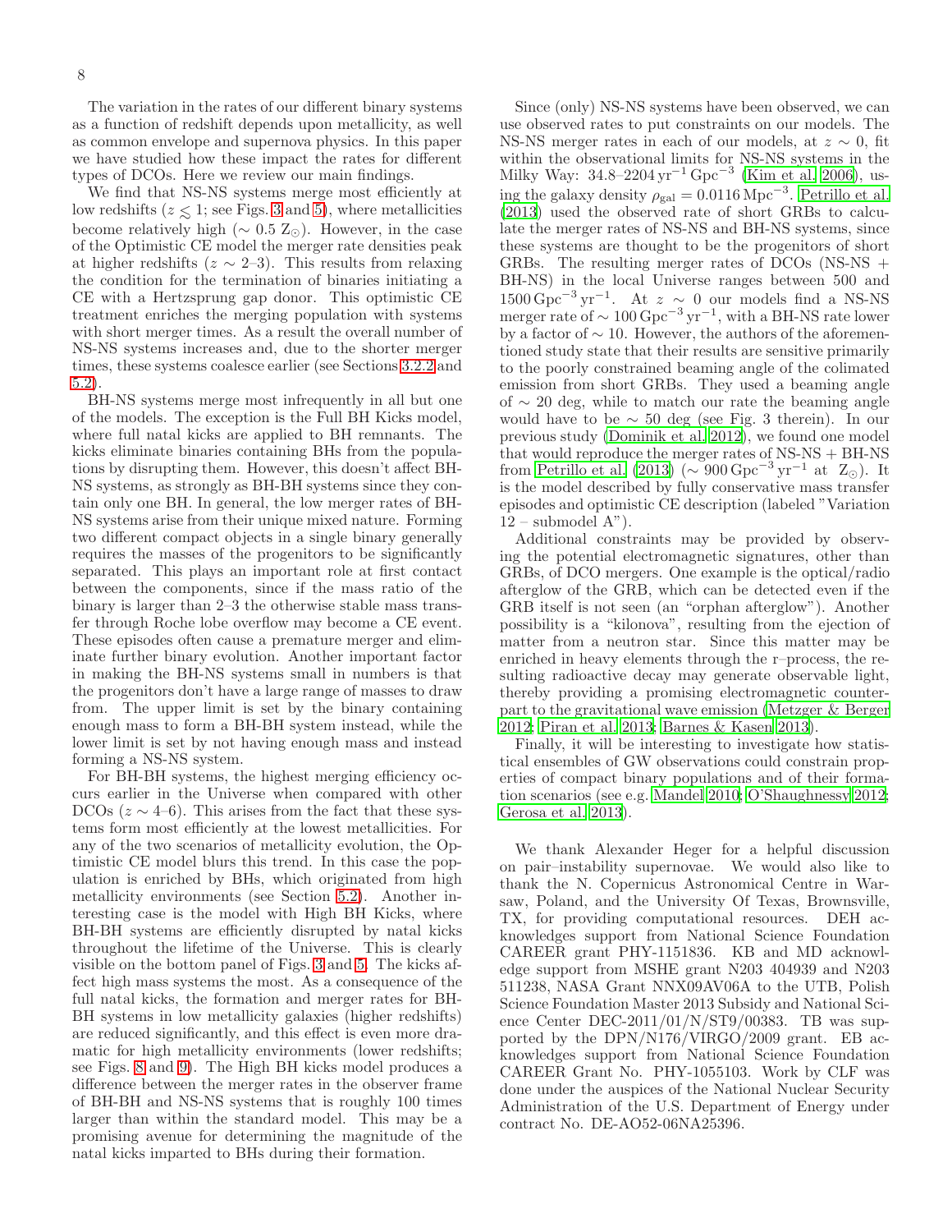The variation in the rates of our different binary systems as a function of redshift depends upon metallicity, as well as common envelope and supernova physics. In this paper we have studied how these impact the rates for different types of DCOs. Here we review our main findings.

We find that NS-NS systems merge most efficiently at low redshifts ($z \lesssim 1$; see Figs. 3 and 5), where metallicities become relatively high ($\sim 0.5$ Z$_\odot$). However, in the case of the Optimistic CE model the merger rate densities peak at higher redshifts ($z \sim$ 2–3). This results from relaxing the condition for the termination of binaries initiating a CE with a Hertzsprung gap donor. This optimistic CE treatment enriches the merging population with systems with short merger times. As a result the overall number of NS-NS systems increases and, due to the shorter merger times, these systems coalesce earlier (see Sections 3.2.2 and 5.2).

BH-NS systems merge most infrequently in all but one of the models. The exception is the Full BH Kicks model, where full natal kicks are applied to BH remnants. The kicks eliminate binaries containing BHs from the populations by disrupting them. However, this doesn't affect BH-NS systems, as strongly as BH-BH systems since they contain only one BH. In general, the low merger rates of BH-NS systems arise from their unique mixed nature. Forming two different compact objects in a single binary generally requires the masses of the progenitors to be significantly separated. This plays an important role at first contact between the components, since if the mass ratio of the binary is larger than 2–3 the otherwise stable mass transfer through Roche lobe overflow may become a CE event. These episodes often cause a premature merger and eliminate further binary evolution. Another important factor in making the BH-NS systems small in numbers is that the progenitors don't have a large range of masses to draw from. The upper limit is set by the binary containing enough mass to form a BH-BH system instead, while the lower limit is set by not having enough mass and instead forming a NS-NS system.

For BH-BH systems, the highest merging efficiency occurs earlier in the Universe when compared with other DCOs ($z \sim$ 4–6). This arises from the fact that these systems form most efficiently at the lowest metallicities. For any of the two scenarios of metallicity evolution, the Optimistic CE model blurs this trend. In this case the population is enriched by BHs, which originated from high metallicity environments (see Section 5.2). Another interesting case is the model with High BH Kicks, where BH-BH systems are efficiently disrupted by natal kicks throughout the lifetime of the Universe. This is clearly visible on the bottom panel of Figs. 3 and 5. The kicks affect high mass systems the most. As a consequence of the full natal kicks, the formation and merger rates for BH-BH systems in low metallicity galaxies (higher redshifts) are reduced significantly, and this effect is even more dramatic for high metallicity environments (lower redshifts; see Figs. 8 and 9). The High BH kicks model produces a difference between the merger rates in the observer frame of BH-BH and NS-NS systems that is roughly 100 times larger than within the standard model. This may be a promising avenue for determining the magnitude of the natal kicks imparted to BHs during their formation.

Since (only) NS-NS systems have been observed, we can use observed rates to put constraints on our models. The NS-NS merger rates in each of our models, at $z \sim 0$, fit within the observational limits for NS-NS systems in the Milky Way: 34.8–2204 $\mathrm{yr^{-1}\,Gpc^{-3}}$ (Kim et al. 2006), using the galaxy density $\rho_{\rm gal} = 0.0116\,\mathrm{Mpc^{-3}}$. Petrillo et al. (2013) used the observed rate of short GRBs to calculate the merger rates of NS-NS and BH-NS systems, since these systems are thought to be the progenitors of short GRBs. The resulting merger rates of DCOs (NS-NS + BH-NS) in the local Universe ranges between 500 and 1500 $\mathrm{Gpc^{-3}\,yr^{-1}}$. At $z \sim 0$ our models find a NS-NS merger rate of $\sim 100\,\mathrm{Gpc^{-3}\,yr^{-1}}$, with a BH-NS rate lower by a factor of $\sim 10$. However, the authors of the aforementioned study state that their results are sensitive primarily to the poorly constrained beaming angle of the colimated emission from short GRBs. They used a beaming angle of $\sim 20$ deg, while to match our rate the beaming angle would have to be $\sim 50$ deg (see Fig. 3 therein). In our previous study (Dominik et al. 2012), we found one model that would reproduce the merger rates of NS-NS + BH-NS from Petrillo et al. (2013) ($\sim 900\,\mathrm{Gpc^{-3}\,yr^{-1}}$ at Z$_\odot$). It is the model described by fully conservative mass transfer episodes and optimistic CE description (labeled "Variation 12 – submodel A").

Additional constraints may be provided by observing the potential electromagnetic signatures, other than GRBs, of DCO mergers. One example is the optical/radio afterglow of the GRB, which can be detected even if the GRB itself is not seen (an "orphan afterglow"). Another possibility is a "kilonova", resulting from the ejection of matter from a neutron star. Since this matter may be enriched in heavy elements through the r–process, the resulting radioactive decay may generate observable light, thereby providing a promising electromagnetic counterpart to the gravitational wave emission (Metzger & Berger 2012; Piran et al. 2013; Barnes & Kasen 2013).

Finally, it will be interesting to investigate how statistical ensembles of GW observations could constrain properties of compact binary populations and of their formation scenarios (see e.g. Mandel 2010; O'Shaughnessy 2012; Gerosa et al. 2013).

We thank Alexander Heger for a helpful discussion on pair–instability supernovae. We would also like to thank the N. Copernicus Astronomical Centre in Warsaw, Poland, and the University Of Texas, Brownsville, TX, for providing computational resources. DEH acknowledges support from National Science Foundation CAREER grant PHY-1151836. KB and MD acknowledge support from MSHE grant N203 404939 and N203 511238, NASA Grant NNX09AV06A to the UTB, Polish Science Foundation Master 2013 Subsidy and National Science Center DEC-2011/01/N/ST9/00383. TB was supported by the DPN/N176/VIRGO/2009 grant. EB acknowledges support from National Science Foundation CAREER Grant No. PHY-1055103. Work by CLF was done under the auspices of the National Nuclear Security Administration of the U.S. Department of Energy under contract No. DE-AO52-06NA25396.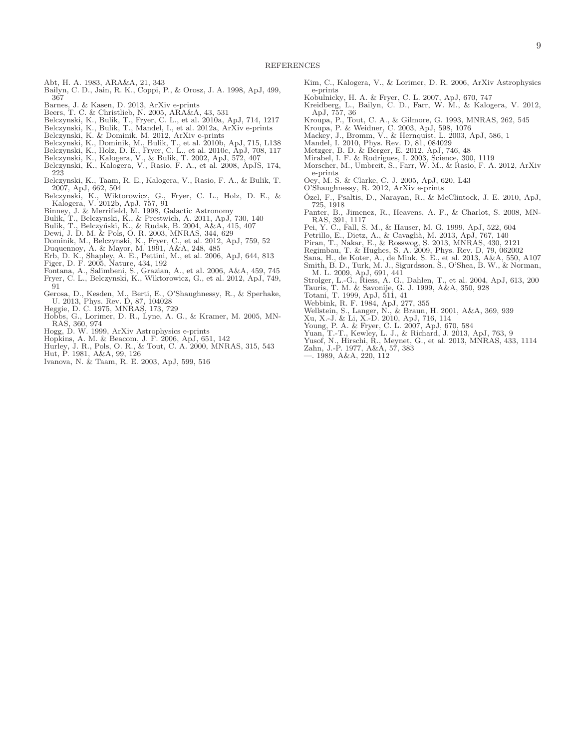## REFERENCES

Abt, H. A. 1983, ARA&A, 21, 343
Bailyn, C. D., Jain, R. K., Coppi, P., & Orosz, J. A. 1998, ApJ, 499, 367
Barnes, J. & Kasen, D. 2013, ArXiv e-prints
Beers, T. C. & Christlieb, N. 2005, ARA&A, 43, 531
Belczynski, K., Bulik, T., Fryer, C. L., et al. 2010a, ApJ, 714, 1217
Belczynski, K., Bulik, T., Mandel, I., et al. 2012a, ArXiv e-prints
Belczynski, K. & Dominik, M. 2012, ArXiv e-prints
Belczynski, K., Dominik, M., Bulik, T., et al. 2010b, ApJ, 715, L138
Belczynski, K., Holz, D. E., Fryer, C. L., et al. 2010c, ApJ, 708, 117
Belczynski, K., Kalogera, V., & Bulik, T. 2002, ApJ, 572, 407
Belczynski, K., Kalogera, V., Rasio, F. A., et al. 2008, ApJS, 174, 223
Belczynski, K., Taam, R. E., Kalogera, V., Rasio, F. A., & Bulik, T. 2007, ApJ, 662, 504
Belczynski, K., Wiktorowicz, G., Fryer, C. L., Holz, D. E., & Kalogera, V. 2012b, ApJ, 757, 91
Binney, J. & Merrifield, M. 1998, Galactic Astronomy
Bulik, T., Belczynski, K., & Prestwich, A. 2011, ApJ, 730, 140
Bulik, T., Belczyński, K., & Rudak, B. 2004, A&A, 415, 407
Dewi, J. D. M. & Pols, O. R. 2003, MNRAS, 344, 629
Dominik, M., Belczynski, K., Fryer, C., et al. 2012, ApJ, 759, 52
Duquennoy, A. & Mayor, M. 1991, A&A, 248, 485
Erb, D. K., Shapley, A. E., Pettini, M., et al. 2006, ApJ, 644, 813
Figer, D. F. 2005, Nature, 434, 192
Fontana, A., Salimbeni, S., Grazian, A., et al. 2006, A&A, 459, 745
Fryer, C. L., Belczynski, K., Wiktorowicz, G., et al. 2012, ApJ, 749, 91
Gerosa, D., Kesden, M., Berti, E., O'Shaughnessy, R., & Sperhake, U. 2013, Phys. Rev. D, 87, 104028
Heggie, D. C. 1975, MNRAS, 173, 729
Hobbs, G., Lorimer, D. R., Lyne, A. G., & Kramer, M. 2005, MNRAS, 360, 974
Hogg, D. W. 1999, ArXiv Astrophysics e-prints
Hopkins, A. M. & Beacom, J. F. 2006, ApJ, 651, 142
Hurley, J. R., Pols, O. R., & Tout, C. A. 2000, MNRAS, 315, 543
Hut, P. 1981, A&A, 99, 126
Ivanova, N. & Taam, R. E. 2003, ApJ, 599, 516
Kim, C., Kalogera, V., & Lorimer, D. R. 2006, ArXiv Astrophysics e-prints
Kobulnicky, H. A. & Fryer, C. L. 2007, ApJ, 670, 747
Kreidberg, L., Bailyn, C. D., Farr, W. M., & Kalogera, V. 2012, ApJ, 757, 36
Kroupa, P., Tout, C. A., & Gilmore, G. 1993, MNRAS, 262, 545
Kroupa, P. & Weidner, C. 2003, ApJ, 598, 1076
Mackey, J., Bromm, V., & Hernquist, L. 2003, ApJ, 586, 1
Mandel, I. 2010, Phys. Rev. D, 81, 084029
Metzger, B. D. & Berger, E. 2012, ApJ, 746, 48
Mirabel, I. F. & Rodrigues, I. 2003, Science, 300, 1119
Morscher, M., Umbreit, S., Farr, W. M., & Rasio, F. A. 2012, ArXiv e-prints
Oey, M. S. & Clarke, C. J. 2005, ApJ, 620, L43
O'Shaughnessy, R. 2012, ArXiv e-prints
Özel, F., Psaltis, D., Narayan, R., & McClintock, J. E. 2010, ApJ, 725, 1918
Panter, B., Jimenez, R., Heavens, A. F., & Charlot, S. 2008, MNRAS, 391, 1117
Pei, Y. C., Fall, S. M., & Hauser, M. G. 1999, ApJ, 522, 604
Petrillo, E., Dietz, A., & Cavaglià, M. 2013, ApJ, 767, 140
Piran, T., Nakar, E., & Rosswog, S. 2013, MNRAS, 430, 2121
Regimbau, T. & Hughes, S. A. 2009, Phys. Rev. D, 79, 062002
Sana, H., de Koter, A., de Mink, S. E., et al. 2013, A&A, 550, A107
Smith, B. D., Turk, M. J., Sigurdsson, S., O'Shea, B. W., & Norman, M. L. 2009, ApJ, 691, 441
Strolger, L.-G., Riess, A. G., Dahlen, T., et al. 2004, ApJ, 613, 200
Tauris, T. M. & Savonije, G. J. 1999, A&A, 350, 928
Totani, T. 1999, ApJ, 511, 41
Webbink, R. F. 1984, ApJ, 277, 355
Wellstein, S., Langer, N., & Braun, H. 2001, A&A, 369, 939
Xu, X.-J. & Li, X.-D. 2010, ApJ, 716, 114
Young, P. A. & Fryer, C. L. 2007, ApJ, 670, 584
Yuan, T.-T., Kewley, L. J., & Richard, J. 2013, ApJ, 763, 9
Yusof, N., Hirschi, R., Meynet, G., et al. 2013, MNRAS, 433, 1114
Zahn, J.-P. 1977, A&A, 57, 383
—. 1989, A&A, 220, 112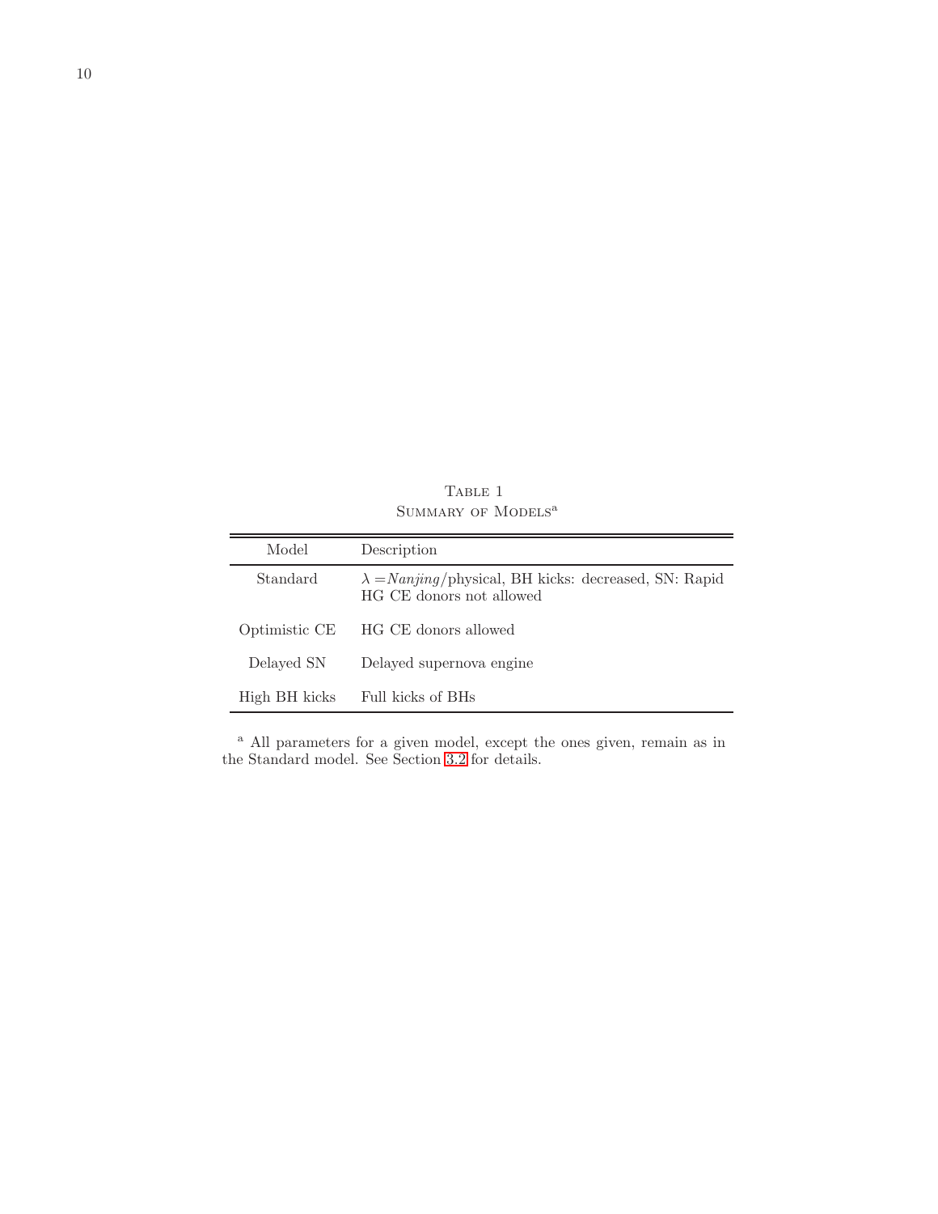Table 1
Summary of Models[a]

| Model | Description |
| --- | --- |
| Standard | $\lambda =$ *Nanjing*/physical, BH kicks: decreased, SN: Rapid HG CE donors not allowed |
| Optimistic CE | HG CE donors allowed |
| Delayed SN | Delayed supernova engine |
| High BH kicks | Full kicks of BHs |

[a] All parameters for a given model, except the ones given, remain as in the Standard model. See Section 3.2 for details.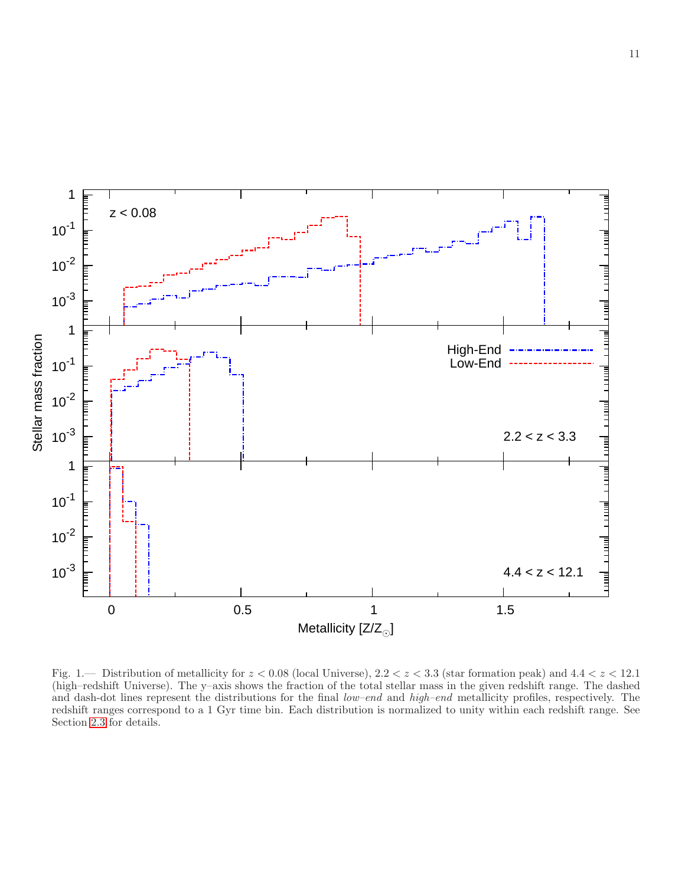Fig. 1.— Distribution of metallicity for $z < 0.08$ (local Universe), $2.2 < z < 3.3$ (star formation peak) and $4.4 < z < 12.1$ (high–redshift Universe). The y–axis shows the fraction of the total stellar mass in the given redshift range. The dashed and dash-dot lines represent the distributions for the final *low–end* and *high–end* metallicity profiles, respectively. The redshift ranges correspond to a 1 Gyr time bin. Each distribution is normalized to unity within each redshift range. See Section 2.3 for details.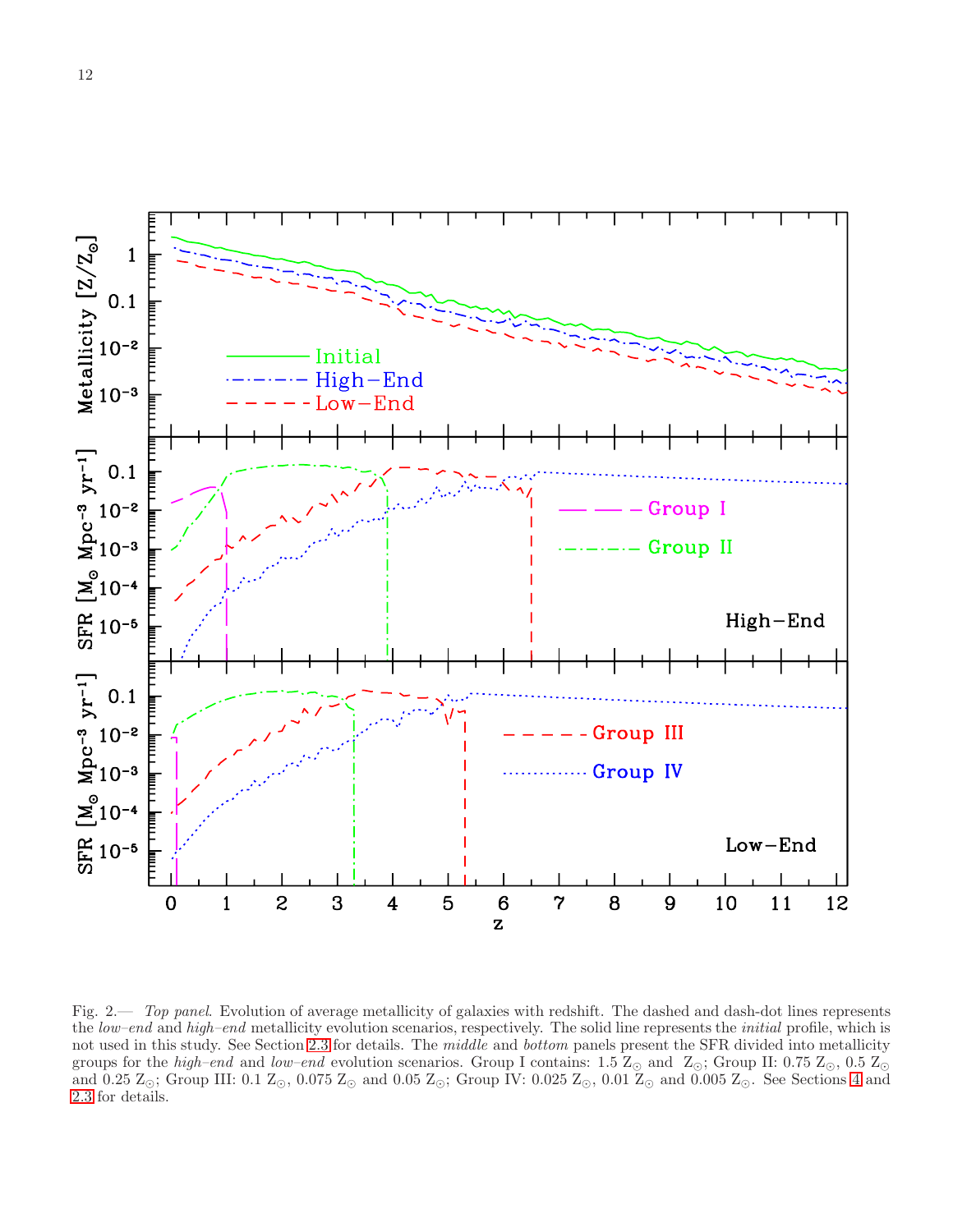Fig. 2.— *Top panel.* Evolution of average metallicity of galaxies with redshift. The dashed and dash-dot lines represents the *low–end* and *high–end* metallicity evolution scenarios, respectively. The solid line represents the *initial* profile, which is not used in this study. See Section 2.3 for details. The *middle* and *bottom* panels present the SFR divided into metallicity groups for the *high–end* and *low–end* evolution scenarios. Group I contains: 1.5 $Z_{\odot}$ and $Z_{\odot}$; Group II: 0.75 $Z_{\odot}$, 0.5 $Z_{\odot}$ and 0.25 $Z_{\odot}$; Group III: 0.1 $Z_{\odot}$, 0.075 $Z_{\odot}$ and 0.05 $Z_{\odot}$; Group IV: 0.025 $Z_{\odot}$, 0.01 $Z_{\odot}$ and 0.005 $Z_{\odot}$. See Sections 4 and 2.3 for details.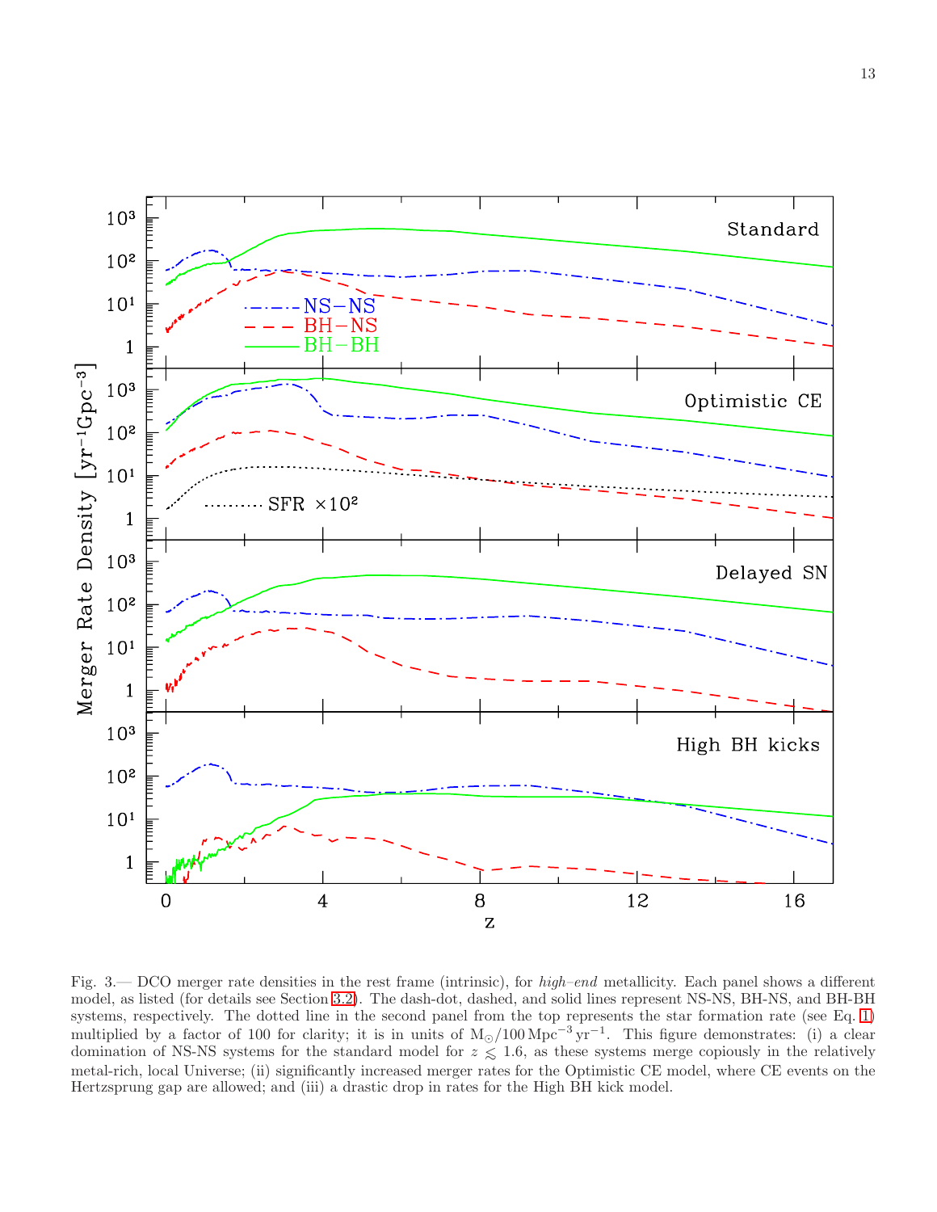Fig. 3.— DCO merger rate densities in the rest frame (intrinsic), for *high–end* metallicity. Each panel shows a different model, as listed (for details see Section 3.2). The dash-dot, dashed, and solid lines represent NS-NS, BH-NS, and BH-BH systems, respectively. The dotted line in the second panel from the top represents the star formation rate (see Eq. 1) multiplied by a factor of 100 for clarity; it is in units of $M_{\odot}/100\,\mathrm{Mpc}^{-3}\,\mathrm{yr}^{-1}$. This figure demonstrates: (i) a clear domination of NS-NS systems for the standard model for $z \lesssim 1.6$, as these systems merge copiously in the relatively metal-rich, local Universe; (ii) significantly increased merger rates for the Optimistic CE model, where CE events on the Hertzsprung gap are allowed; and (iii) a drastic drop in rates for the High BH kick model.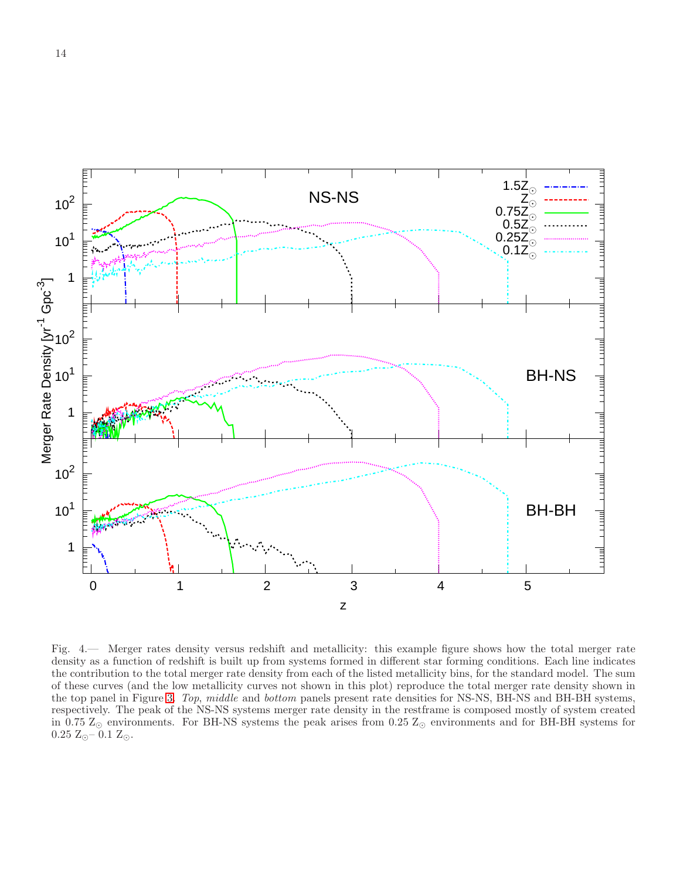Fig. 4.— Merger rates density versus redshift and metallicity: this example figure shows how the total merger rate density as a function of redshift is built up from systems formed in different star forming conditions. Each line indicates the contribution to the total merger rate density from each of the listed metallicity bins, for the standard model. The sum of these curves (and the low metallicity curves not shown in this plot) reproduce the total merger rate density shown in the top panel in Figure 3. *Top*, *middle* and *bottom* panels present rate densities for NS-NS, BH-NS and BH-BH systems, respectively. The peak of the NS-NS systems merger rate density in the restframe is composed mostly of system created in 0.75 $Z_{\odot}$ environments. For BH-NS systems the peak arises from 0.25 $Z_{\odot}$ environments and for BH-BH systems for 0.25 $Z_{\odot}$– 0.1 $Z_{\odot}$.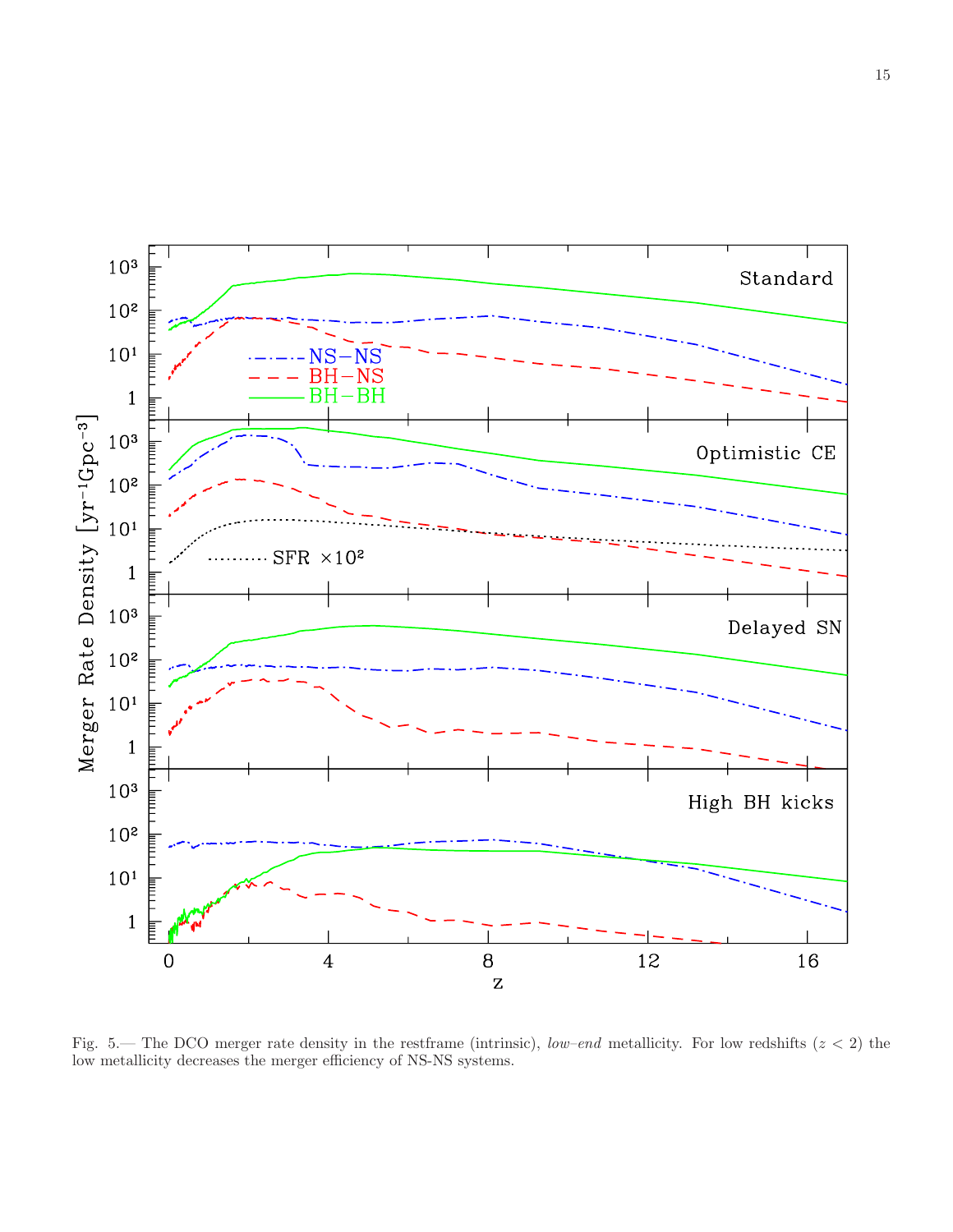Fig. 5.— The DCO merger rate density in the restframe (intrinsic), *low–end* metallicity. For low redshifts ($z < 2$) the low metallicity decreases the merger efficiency of NS-NS systems.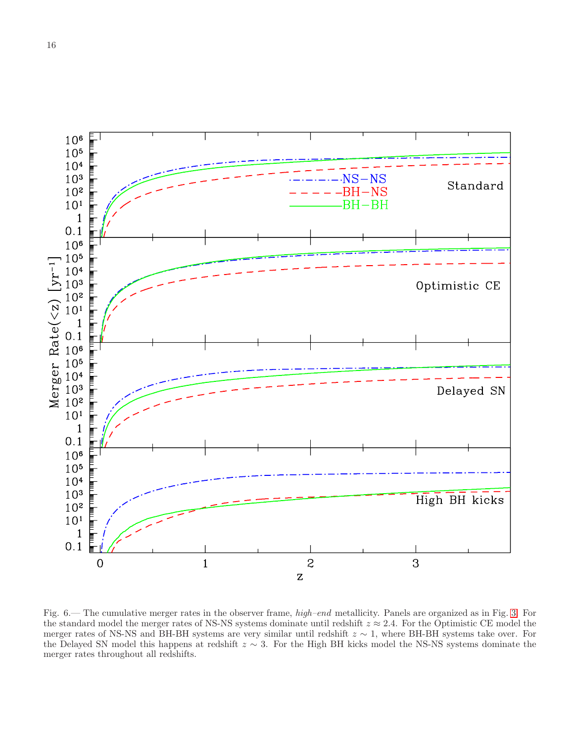Fig. 6.— The cumulative merger rates in the observer frame, *high–end* metallicity. Panels are organized as in Fig. 3. For the standard model the merger rates of NS-NS systems dominate until redshift $z \approx 2.4$. For the Optimistic CE model the merger rates of NS-NS and BH-BH systems are very similar until redshift $z \sim 1$, where BH-BH systems take over. For the Delayed SN model this happens at redshift $z \sim 3$. For the High BH kicks model the NS-NS systems dominate the merger rates throughout all redshifts.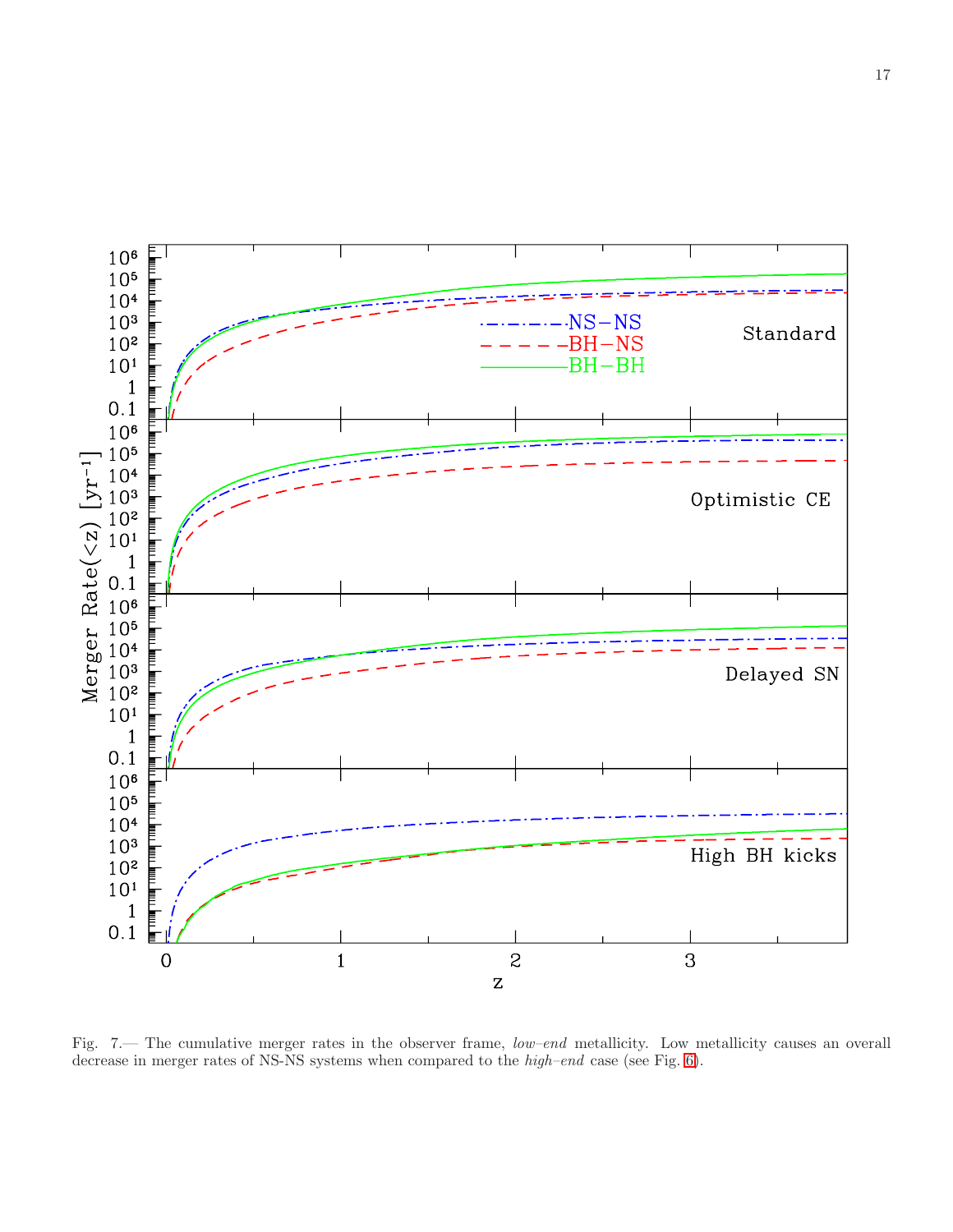Fig. 7.— The cumulative merger rates in the observer frame, *low–end* metallicity. Low metallicity causes an overall decrease in merger rates of NS-NS systems when compared to the *high–end* case (see Fig. 6).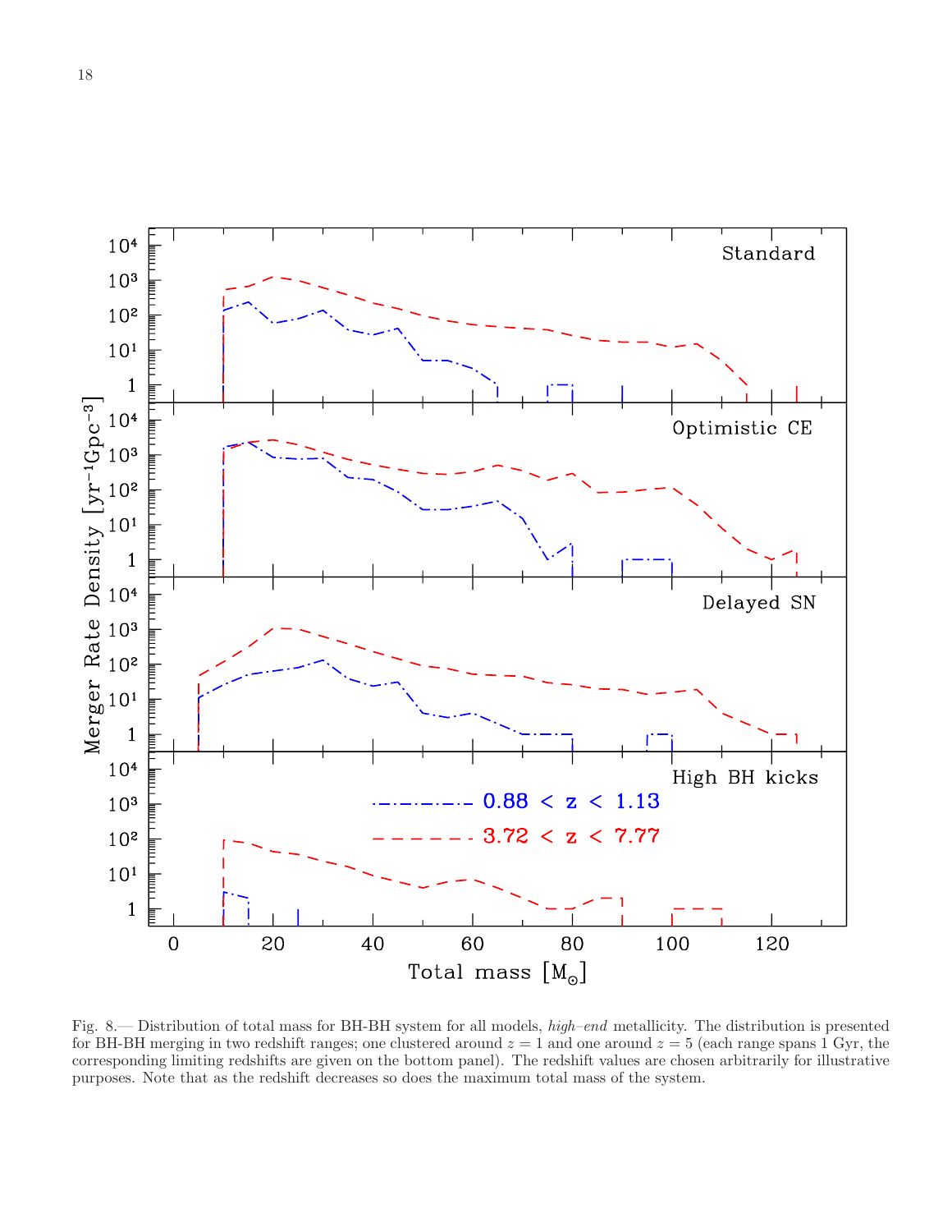Fig. 8.— Distribution of total mass for BH-BH system for all models, *high–end* metallicity. The distribution is presented for BH-BH merging in two redshift ranges; one clustered around $z = 1$ and one around $z = 5$ (each range spans 1 Gyr, the corresponding limiting redshifts are given on the bottom panel). The redshift values are chosen arbitrarily for illustrative purposes. Note that as the redshift decreases so does the maximum total mass of the system.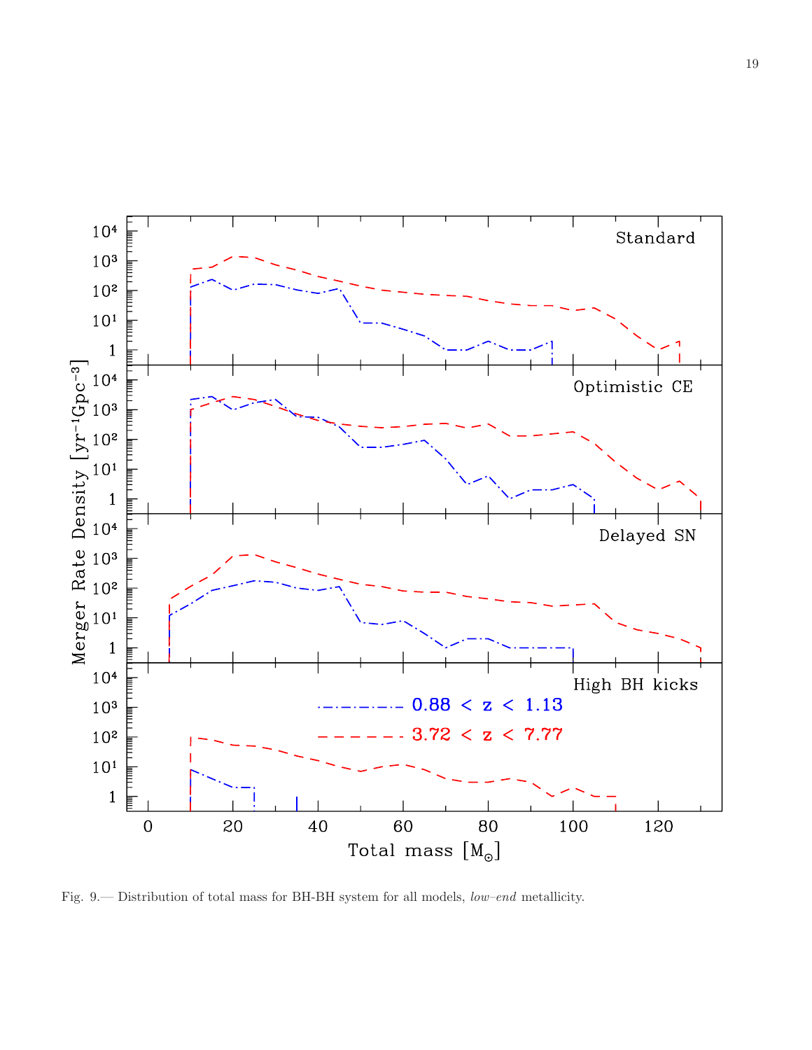Fig. 9.— Distribution of total mass for BH-BH system for all models, *low–end* metallicity.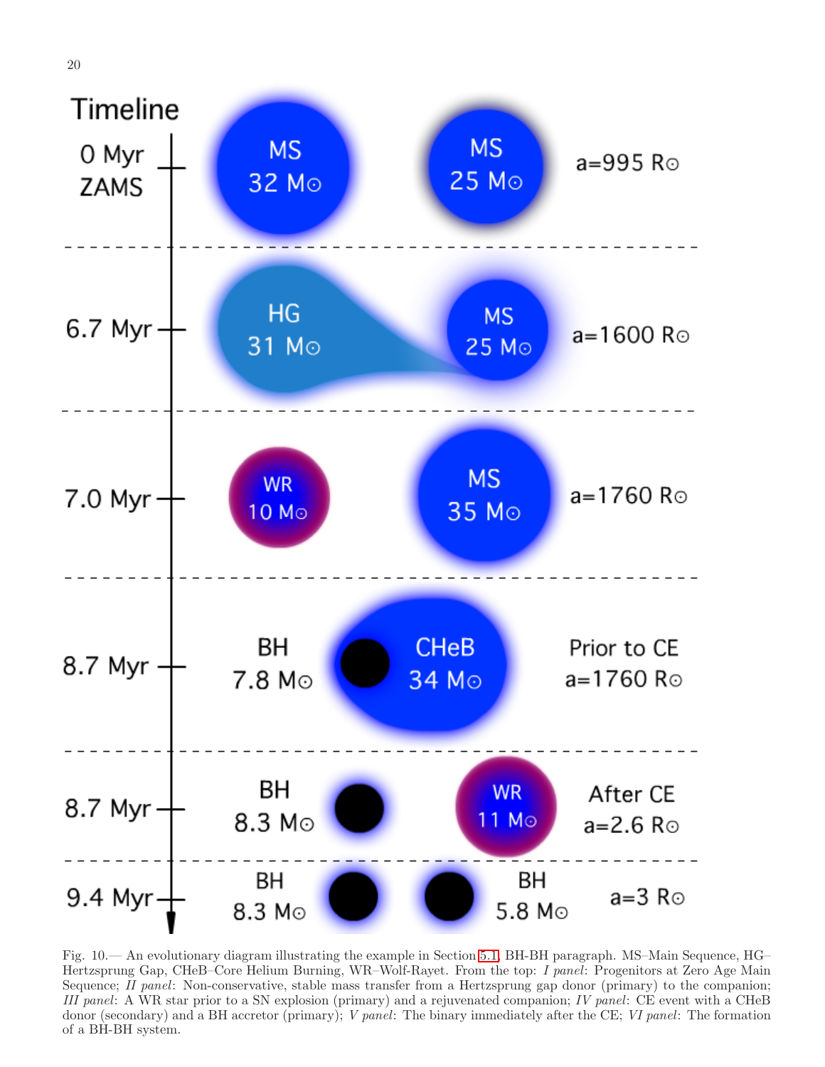Timeline

0 Myr
ZAMS

MS
32 M⊙

MS
25 M⊙

a=995 R⊙

6.7 Myr

HG
31 M⊙

MS
25 M⊙

a=1600 R⊙

7.0 Myr

WR
10 M⊙

MS
35 M⊙

a=1760 R⊙

8.7 Myr

BH
7.8 M⊙

CHeB
34 M⊙

Prior to CE
a=1760 R⊙

8.7 Myr

BH
8.3 M⊙

WR
11 M⊙

After CE
a=2.6 R⊙

9.4 Myr

BH
8.3 M⊙

BH
5.8 M⊙

a=3 R⊙

Fig. 10.— An evolutionary diagram illustrating the example in Section 5.1, BH-BH paragraph. MS–Main Sequence, HG–Hertzsprung Gap, CHeB–Core Helium Burning, WR–Wolf-Rayet. From the top: *I panel*: Progenitors at Zero Age Main Sequence; *II panel*: Non-conservative, stable mass transfer from a Hertzsprung gap donor (primary) to the companion; *III panel*: A WR star prior to a SN explosion (primary) and a rejuvenated companion; *IV panel*: CE event with a CHeB donor (secondary) and a BH accretor (primary); *V panel*: The binary immediately after the CE; *VI panel*: The formation of a BH-BH system.